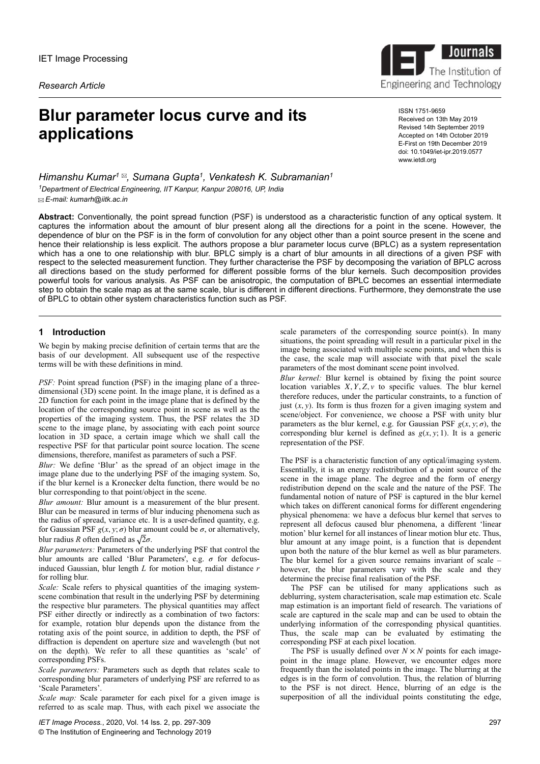IET Image Processing

*Research Article*

# Blur parameter locus curve and its applications

ISSN 1751-9659
Received on 13th May 2019
Revised 14th September 2019
Accepted on 14th October 2019
E-First on 19th December 2019
doi: 10.1049/iet-ipr.2019.0577
www.ietdl.org

*Himanshu Kumar*[1] ✉, *Sumana Gupta*[1], *Venkatesh K. Subramanian*[1]

[1]*Department of Electrical Engineering, IIT Kanpur, Kanpur 208016, UP, India*

✉ *E-mail: kumarh@iitk.ac.in*

**Abstract:** Conventionally, the point spread function (PSF) is understood as a characteristic function of any optical system. It captures the information about the amount of blur present along all the directions for a point in the scene. However, the dependence of blur on the PSF is in the form of convolution for any object other than a point source present in the scene and hence their relationship is less explicit. The authors propose a blur parameter locus curve (BPLC) as a system representation which has a one to one relationship with blur. BPLC simply is a chart of blur amounts in all directions of a given PSF with respect to the selected measurement function. They further characterise the PSF by decomposing the variation of BPLC across all directions based on the study performed for different possible forms of the blur kernels. Such decomposition provides powerful tools for various analysis. As PSF can be anisotropic, the computation of BPLC becomes an essential intermediate step to obtain the scale map as at the same scale, blur is different in different directions. Furthermore, they demonstrate the use of BPLC to obtain other system characteristics function such as PSF.

## 1 Introduction

We begin by making precise definition of certain terms that are the basis of our development. All subsequent use of the respective terms will be with these definitions in mind.

*PSF:* Point spread function (PSF) in the imaging plane of a three-dimensional (3D) scene point. In the image plane, it is defined as a 2D function for each point in the image plane that is defined by the location of the corresponding source point in scene as well as the properties of the imaging system. Thus, the PSF relates the 3D scene to the image plane, by associating with each point source location in 3D space, a certain image which we shall call the respective PSF for that particular point source location. The scene dimensions, therefore, manifest as parameters of such a PSF.

*Blur:* We define 'Blur' as the spread of an object image in the image plane due to the underlying PSF of the imaging system. So, if the blur kernel is a Kronecker delta function, there would be no blur corresponding to that point/object in the scene.

*Blur amount:* Blur amount is a measurement of the blur present. Blur can be measured in terms of blur inducing phenomena such as the radius of spread, variance etc. It is a user-defined quantity, e.g. for Gaussian PSF $g(x, y; \sigma)$ blur amount could be $\sigma$, or alternatively, blur radius $R$ often defined as $\sqrt{2}\sigma$.

*Blur parameters:* Parameters of the underlying PSF that control the blur amounts are called 'Blur Parameters', e.g. $\sigma$ for defocus-induced Gaussian, blur length $L$ for motion blur, radial distance $r$ for rolling blur.

*Scale:* Scale refers to physical quantities of the imaging system-scene combination that result in the underlying PSF by determining the respective blur parameters. The physical quantities may affect PSF either directly or indirectly as a combination of two factors: for example, rotation blur depends upon the distance from the rotating axis of the point source, in addition to depth, the PSF of diffraction is dependent on aperture size and wavelength (but not on the depth). We refer to all these quantities as 'scale' of corresponding PSFs.

*Scale parameters:* Parameters such as depth that relates scale to corresponding blur parameters of underlying PSF are referred to as 'Scale Parameters'.

*Scale map:* Scale parameter for each pixel for a given image is referred to as scale map. Thus, with each pixel we associate the scale parameters of the corresponding source point(s). In many situations, the point spreading will result in a particular pixel in the image being associated with multiple scene points, and when this is the case, the scale map will associate with that pixel the scale parameters of the most dominant scene point involved.

*Blur kernel:* Blur kernel is obtained by fixing the point source location variables $X, Y, Z, v$ to specific values. The blur kernel therefore reduces, under the particular constraints, to a function of just $(x, y)$. Its form is thus frozen for a given imaging system and scene/object. For convenience, we choose a PSF with unity blur parameters as the blur kernel, e.g. for Gaussian PSF $g(x, y; \sigma)$, the corresponding blur kernel is defined as $g(x, y; 1)$. It is a generic representation of the PSF.

The PSF is a characteristic function of any optical/imaging system. Essentially, it is an energy redistribution of a point source of the scene in the image plane. The degree and the form of energy redistribution depend on the scale and the nature of the PSF. The fundamental notion of nature of PSF is captured in the blur kernel which takes on different canonical forms for different engendering physical phenomena: we have a defocus blur kernel that serves to represent all defocus caused blur phenomena, a different 'linear motion' blur kernel for all instances of linear motion blur etc. Thus, blur amount at any image point, is a function that is dependent upon both the nature of the blur kernel as well as blur parameters. The blur kernel for a given source remains invariant of scale – however, the blur parameters vary with the scale and they determine the precise final realisation of the PSF.

The PSF can be utilised for many applications such as deblurring, system characterisation, scale map estimation etc. Scale map estimation is an important field of research. The variations of scale are captured in the scale map and can be used to obtain the underlying information of the corresponding physical quantities. Thus, the scale map can be evaluated by estimating the corresponding PSF at each pixel location.

The PSF is usually defined over $N \times N$ points for each image-point in the image plane. However, we encounter edges more frequently than the isolated points in the image. The blurring at the edges is in the form of convolution. Thus, the relation of blurring to the PSF is not direct. Hence, blurring of an edge is the superposition of all the individual points constituting the edge,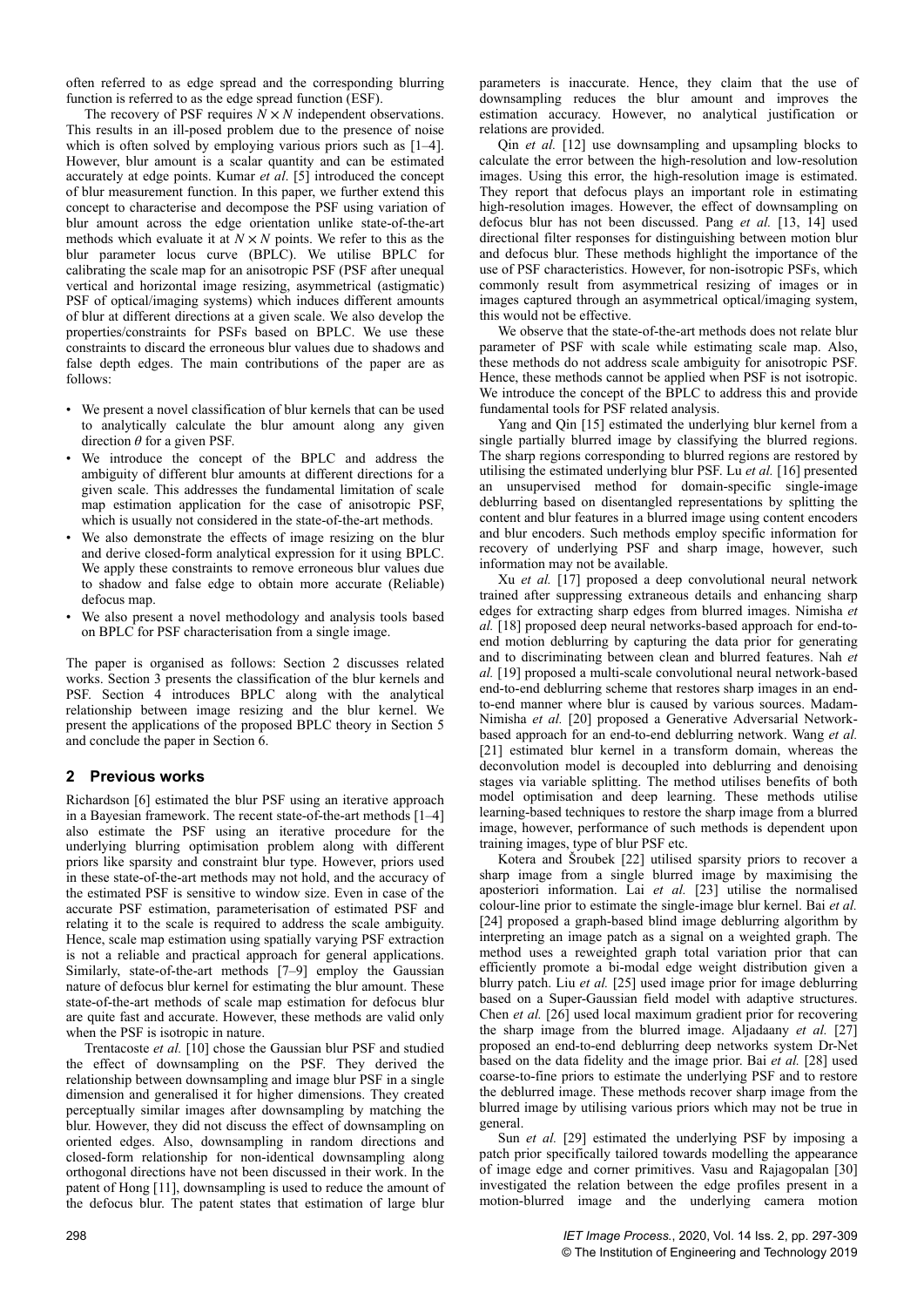often referred to as edge spread and the corresponding blurring function is referred to as the edge spread function (ESF).

The recovery of PSF requires $N \times N$ independent observations. This results in an ill-posed problem due to the presence of noise which is often solved by employing various priors such as [1–4]. However, blur amount is a scalar quantity and can be estimated accurately at edge points. Kumar *et al*. [5] introduced the concept of blur measurement function. In this paper, we further extend this concept to characterise and decompose the PSF using variation of blur amount across the edge orientation unlike state-of-the-art methods which evaluate it at $N \times N$ points. We refer to this as the blur parameter locus curve (BPLC). We utilise BPLC for calibrating the scale map for an anisotropic PSF (PSF after unequal vertical and horizontal image resizing, asymmetrical (astigmatic) PSF of optical/imaging systems) which induces different amounts of blur at different directions at a given scale. We also develop the properties/constraints for PSFs based on BPLC. We use these constraints to discard the erroneous blur values due to shadows and false depth edges. The main contributions of the paper are as follows:

- We present a novel classification of blur kernels that can be used to analytically calculate the blur amount along any given direction $\theta$ for a given PSF.
- We introduce the concept of the BPLC and address the ambiguity of different blur amounts at different directions for a given scale. This addresses the fundamental limitation of scale map estimation application for the case of anisotropic PSF, which is usually not considered in the state-of-the-art methods.
- We also demonstrate the effects of image resizing on the blur and derive closed-form analytical expression for it using BPLC. We apply these constraints to remove erroneous blur values due to shadow and false edge to obtain more accurate (Reliable) defocus map.
- We also present a novel methodology and analysis tools based on BPLC for PSF characterisation from a single image.

The paper is organised as follows: Section 2 discusses related works. Section 3 presents the classification of the blur kernels and PSF. Section 4 introduces BPLC along with the analytical relationship between image resizing and the blur kernel. We present the applications of the proposed BPLC theory in Section 5 and conclude the paper in Section 6.

## 2 Previous works

Richardson [6] estimated the blur PSF using an iterative approach in a Bayesian framework. The recent state-of-the-art methods [1–4] also estimate the PSF using an iterative procedure for the underlying blurring optimisation problem along with different priors like sparsity and constraint blur type. However, priors used in these state-of-the-art methods may not hold, and the accuracy of the estimated PSF is sensitive to window size. Even in case of the accurate PSF estimation, parameterisation of estimated PSF and relating it to the scale is required to address the scale ambiguity. Hence, scale map estimation using spatially varying PSF extraction is not a reliable and practical approach for general applications. Similarly, state-of-the-art methods [7–9] employ the Gaussian nature of defocus blur kernel for estimating the blur amount. These state-of-the-art methods of scale map estimation for defocus blur are quite fast and accurate. However, these methods are valid only when the PSF is isotropic in nature.

Trentacoste *et al.* [10] chose the Gaussian blur PSF and studied the effect of downsampling on the PSF. They derived the relationship between downsampling and image blur PSF in a single dimension and generalised it for higher dimensions. They created perceptually similar images after downsampling by matching the blur. However, they did not discuss the effect of downsampling on oriented edges. Also, downsampling in random directions and closed-form relationship for non-identical downsampling along orthogonal directions have not been discussed in their work. In the patent of Hong [11], downsampling is used to reduce the amount of the defocus blur. The patent states that estimation of large blur parameters is inaccurate. Hence, they claim that the use of downsampling reduces the blur amount and improves the estimation accuracy. However, no analytical justification or relations are provided.

Qin *et al.* [12] use downsampling and upsampling blocks to calculate the error between the high-resolution and low-resolution images. Using this error, the high-resolution image is estimated. They report that defocus plays an important role in estimating high-resolution images. However, the effect of downsampling on defocus blur has not been discussed. Pang *et al.* [13, 14] used directional filter responses for distinguishing between motion blur and defocus blur. These methods highlight the importance of the use of PSF characteristics. However, for non-isotropic PSFs, which commonly result from asymmetrical resizing of images or in images captured through an asymmetrical optical/imaging system, this would not be effective.

We observe that the state-of-the-art methods does not relate blur parameter of PSF with scale while estimating scale map. Also, these methods do not address scale ambiguity for anisotropic PSF. Hence, these methods cannot be applied when PSF is not isotropic. We introduce the concept of the BPLC to address this and provide fundamental tools for PSF related analysis.

Yang and Qin [15] estimated the underlying blur kernel from a single partially blurred image by classifying the blurred regions. The sharp regions corresponding to blurred regions are restored by utilising the estimated underlying blur PSF. Lu *et al.* [16] presented an unsupervised method for domain-specific single-image deblurring based on disentangled representations by splitting the content and blur features in a blurred image using content encoders and blur encoders. Such methods employ specific information for recovery of underlying PSF and sharp image, however, such information may not be available.

Xu *et al.* [17] proposed a deep convolutional neural network trained after suppressing extraneous details and enhancing sharp edges for extracting sharp edges from blurred images. Nimisha *et al.* [18] proposed deep neural networks-based approach for end-to-end motion deblurring by capturing the data prior for generating and to discriminating between clean and blurred features. Nah *et al.* [19] proposed a multi-scale convolutional neural network-based end-to-end deblurring scheme that restores sharp images in an end-to-end manner where blur is caused by various sources. Madam-Nimisha *et al.* [20] proposed a Generative Adversarial Network-based approach for an end-to-end deblurring network. Wang *et al.* [21] estimated blur kernel in a transform domain, whereas the deconvolution model is decoupled into deblurring and denoising stages via variable splitting. The method utilises benefits of both model optimisation and deep learning. These methods utilise learning-based techniques to restore the sharp image from a blurred image, however, performance of such methods is dependent upon training images, type of blur PSF etc.

Kotera and Šroubek [22] utilised sparsity priors to recover a sharp image from a single blurred image by maximising the aposteriori information. Lai *et al.* [23] utilise the normalised colour-line prior to estimate the single-image blur kernel. Bai *et al.* [24] proposed a graph-based blind image deblurring algorithm by interpreting an image patch as a signal on a weighted graph. The method uses a reweighted graph total variation prior that can efficiently promote a bi-modal edge weight distribution given a blurry patch. Liu *et al.* [25] used image prior for image deblurring based on a Super-Gaussian field model with adaptive structures. Chen *et al.* [26] used local maximum gradient prior for recovering the sharp image from the blurred image. Aljadaany *et al.* [27] proposed an end-to-end deblurring deep networks system Dr-Net based on the data fidelity and the image prior. Bai *et al.* [28] used coarse-to-fine priors to estimate the underlying PSF and to restore the deblurred image. These methods recover sharp image from the blurred image by utilising various priors which may not be true in general.

Sun *et al.* [29] estimated the underlying PSF by imposing a patch prior specifically tailored towards modelling the appearance of image edge and corner primitives. Vasu and Rajagopalan [30] investigated the relation between the edge profiles present in a motion-blurred image and the underlying camera motion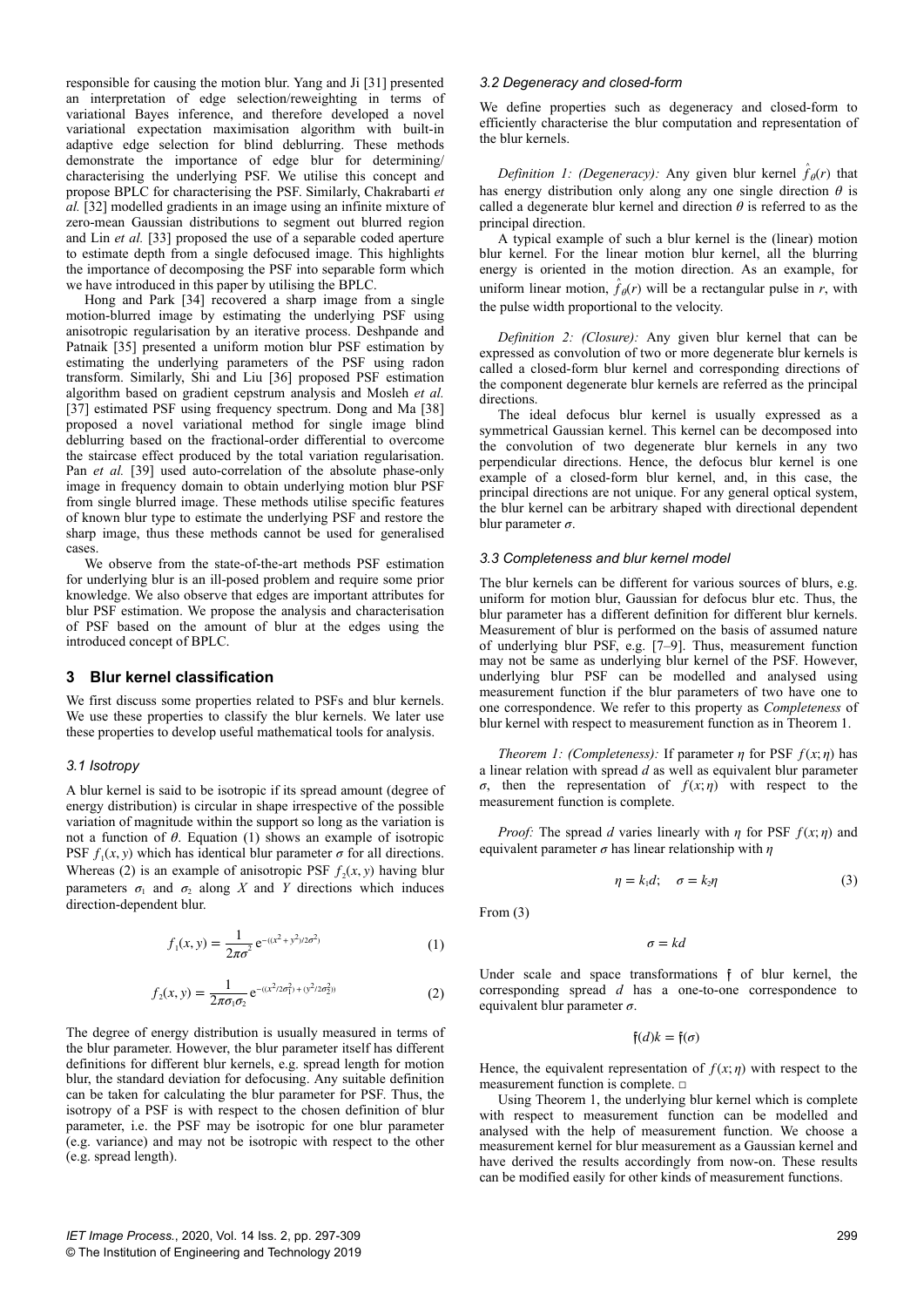responsible for causing the motion blur. Yang and Ji [31] presented an interpretation of edge selection/reweighting in terms of variational Bayes inference, and therefore developed a novel variational expectation maximisation algorithm with built-in adaptive edge selection for blind deblurring. These methods demonstrate the importance of edge blur for determining/ characterising the underlying PSF. We utilise this concept and propose BPLC for characterising the PSF. Similarly, Chakrabarti *et al.* [32] modelled gradients in an image using an infinite mixture of zero-mean Gaussian distributions to segment out blurred region and Lin *et al.* [33] proposed the use of a separable coded aperture to estimate depth from a single defocused image. This highlights the importance of decomposing the PSF into separable form which we have introduced in this paper by utilising the BPLC.

Hong and Park [34] recovered a sharp image from a single motion-blurred image by estimating the underlying PSF using anisotropic regularisation by an iterative process. Deshpande and Patnaik [35] presented a uniform motion blur PSF estimation by estimating the underlying parameters of the PSF using radon transform. Similarly, Shi and Liu [36] proposed PSF estimation algorithm based on gradient cepstrum analysis and Mosleh *et al.* [37] estimated PSF using frequency spectrum. Dong and Ma [38] proposed a novel variational method for single image blind deblurring based on the fractional-order differential to overcome the staircase effect produced by the total variation regularisation. Pan *et al.* [39] used auto-correlation of the absolute phase-only image in frequency domain to obtain underlying motion blur PSF from single blurred image. These methods utilise specific features of known blur type to estimate the underlying PSF and restore the sharp image, thus these methods cannot be used for generalised cases.

We observe from the state-of-the-art methods PSF estimation for underlying blur is an ill-posed problem and require some prior knowledge. We also observe that edges are important attributes for blur PSF estimation. We propose the analysis and characterisation of PSF based on the amount of blur at the edges using the introduced concept of BPLC.

## 3 Blur kernel classification

We first discuss some properties related to PSFs and blur kernels. We use these properties to classify the blur kernels. We later use these properties to develop useful mathematical tools for analysis.

### *3.1 Isotropy*

A blur kernel is said to be isotropic if its spread amount (degree of energy distribution) is circular in shape irrespective of the possible variation of magnitude within the support so long as the variation is not a function of $\theta$. Equation (1) shows an example of isotropic PSF $f_1(x, y)$ which has identical blur parameter $\sigma$ for all directions. Whereas (2) is an example of anisotropic PSF $f_2(x, y)$ having blur parameters $\sigma_1$ and $\sigma_2$ along $X$ and $Y$ directions which induces direction-dependent blur.

$$f_1(x, y) = \frac{1}{2\pi\sigma^2} \mathrm{e}^{-((x^2 + y^2)/2\sigma^2)} \tag{1}$$

$$f_2(x, y) = \frac{1}{2\pi\sigma_1\sigma_2} \mathrm{e}^{-((x^2/2\sigma_1^2) + (y^2/2\sigma_2^2))} \tag{2}$$

The degree of energy distribution is usually measured in terms of the blur parameter. However, the blur parameter itself has different definitions for different blur kernels, e.g. spread length for motion blur, the standard deviation for defocusing. Any suitable definition can be taken for calculating the blur parameter for PSF. Thus, the isotropy of a PSF is with respect to the chosen definition of blur parameter, i.e. the PSF may be isotropic for one blur parameter (e.g. variance) and may not be isotropic with respect to the other (e.g. spread length).

### *3.2 Degeneracy and closed-form*

We define properties such as degeneracy and closed-form to efficiently characterise the blur computation and representation of the blur kernels.

*Definition 1: (Degeneracy):* Any given blur kernel $\hat{f}_\theta(r)$ that has energy distribution only along any one single direction $\theta$ is called a degenerate blur kernel and direction $\theta$ is referred to as the principal direction.

A typical example of such a blur kernel is the (linear) motion blur kernel. For the linear motion blur kernel, all the blurring energy is oriented in the motion direction. As an example, for uniform linear motion, $\hat{f}_\theta(r)$ will be a rectangular pulse in $r$, with the pulse width proportional to the velocity.

*Definition 2: (Closure):* Any given blur kernel that can be expressed as convolution of two or more degenerate blur kernels is called a closed-form blur kernel and corresponding directions of the component degenerate blur kernels are referred as the principal directions.

The ideal defocus blur kernel is usually expressed as a symmetrical Gaussian kernel. This kernel can be decomposed into the convolution of two degenerate blur kernels in any two perpendicular directions. Hence, the defocus blur kernel is one example of a closed-form blur kernel, and, in this case, the principal directions are not unique. For any general optical system, the blur kernel can be arbitrary shaped with directional dependent blur parameter $\sigma$.

### *3.3 Completeness and blur kernel model*

The blur kernels can be different for various sources of blurs, e.g. uniform for motion blur, Gaussian for defocus blur etc. Thus, the blur parameter has a different definition for different blur kernels. Measurement of blur is performed on the basis of assumed nature of underlying blur PSF, e.g. [7–9]. Thus, measurement function may not be same as underlying blur kernel of the PSF. However, underlying blur PSF can be modelled and analysed using measurement function if the blur parameters of two have one to one correspondence. We refer to this property as *Completeness* of blur kernel with respect to measurement function as in Theorem 1.

*Theorem 1: (Completeness):* If parameter $\eta$ for PSF $f(x; \eta)$ has a linear relation with spread $d$ as well as equivalent blur parameter $\sigma$, then the representation of $f(x; \eta)$ with respect to the measurement function is complete.

*Proof:* The spread $d$ varies linearly with $\eta$ for PSF $f(x; \eta)$ and equivalent parameter $\sigma$ has linear relationship with $\eta$

$$\eta = k_1 d; \quad \sigma = k_2 \eta \tag{3}$$

From (3)

$$\sigma = kd$$

Under scale and space transformations $\mathfrak{f}$ of blur kernel, the corresponding spread $d$ has a one-to-one correspondence to equivalent blur parameter $\sigma$.

$$\mathfrak{f}(d)k = \mathfrak{f}(\sigma)$$

Hence, the equivalent representation of $f(x; \eta)$ with respect to the measurement function is complete. □

Using Theorem 1, the underlying blur kernel which is complete with respect to measurement function can be modelled and analysed with the help of measurement function. We choose a measurement kernel for blur measurement as a Gaussian kernel and have derived the results accordingly from now-on. These results can be modified easily for other kinds of measurement functions.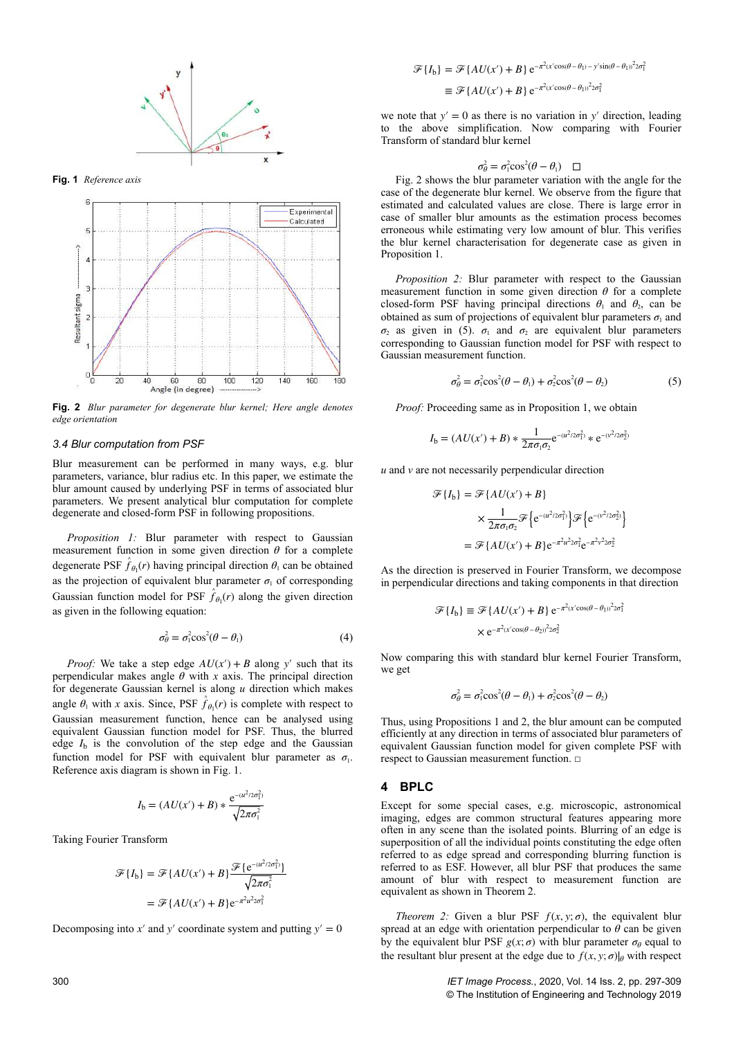**Fig. 1** *Reference axis*

**Fig. 2** *Blur parameter for degenerate blur kernel; Here angle denotes edge orientation*

### 3.4 Blur computation from PSF

Blur measurement can be performed in many ways, e.g. blur parameters, variance, blur radius etc. In this paper, we estimate the blur amount caused by underlying PSF in terms of associated blur parameters. We present analytical blur computation for complete degenerate and closed-form PSF in following propositions.

*Proposition 1:* Blur parameter with respect to Gaussian measurement function in some given direction $\theta$ for a complete degenerate PSF $\hat{f}_{\theta_1}(r)$ having principal direction $\theta_1$ can be obtained as the projection of equivalent blur parameter $\sigma_1$ of corresponding Gaussian function model for PSF $\hat{f}_{\theta_1}(r)$ along the given direction as given in the following equation:

$$\sigma_\theta^2 = \sigma_1^2 \cos^2(\theta - \theta_1) \tag{4}$$

*Proof:* We take a step edge $AU(x') + B$ along $y'$ such that its perpendicular makes angle $\theta$ with $x$ axis. The principal direction for degenerate Gaussian kernel is along $u$ direction which makes angle $\theta_1$ with $x$ axis. Since, PSF $\hat{f}_{\theta_1}(r)$ is complete with respect to Gaussian measurement function, hence can be analysed using equivalent Gaussian function model for PSF. Thus, the blurred edge $I_b$ is the convolution of the step edge and the Gaussian function model for PSF with equivalent blur parameter as $\sigma_1$. Reference axis diagram is shown in Fig. 1.

$$I_b = (AU(x') + B) * \frac{e^{-(u^2/2\sigma_1^2)}}{\sqrt{2\pi\sigma_1^2}}$$

Taking Fourier Transform

$$\mathscr{F}\{I_b\} = \mathscr{F}\{AU(x') + B\} \frac{\mathscr{F}\{e^{-(u^2/2\sigma_1^2)}\}}{\sqrt{2\pi\sigma_1^2}}$$

$$= \mathscr{F}\{AU(x') + B\} e^{-\pi^2 u^2 2\sigma_1^2}$$

Decomposing into $x'$ and $y'$ coordinate system and putting $y' = 0$

$$\mathscr{F}\{I_b\} = \mathscr{F}\{AU(x') + B\}\, e^{-\pi^2 (x'\cos(\theta - \theta_1) - y'\sin(\theta - \theta_1))^2 2\sigma_1^2}$$

$$\equiv \mathscr{F}\{AU(x') + B\}\, e^{-\pi^2 (x'\cos(\theta - \theta_1))^2 2\sigma_1^2}$$

we note that $y' = 0$ as there is no variation in $y'$ direction, leading to the above simplification. Now comparing with Fourier Transform of standard blur kernel

$$\sigma_\theta^2 = \sigma_1^2 \cos^2(\theta - \theta_1) \quad \square$$

Fig. 2 shows the blur parameter variation with the angle for the case of the degenerate blur kernel. We observe from the figure that estimated and calculated values are close. There is large error in case of smaller blur amounts as the estimation process becomes erroneous while estimating very low amount of blur. This verifies the blur kernel characterisation for degenerate case as given in Proposition 1.

*Proposition 2:* Blur parameter with respect to the Gaussian measurement function in some given direction $\theta$ for a complete closed-form PSF having principal directions $\theta_1$ and $\theta_2$, can be obtained as sum of projections of equivalent blur parameters $\sigma_1$ and $\sigma_2$ as given in (5). $\sigma_1$ and $\sigma_2$ are equivalent blur parameters corresponding to Gaussian function model for PSF with respect to Gaussian measurement function.

$$\sigma_\theta^2 = \sigma_1^2 \cos^2(\theta - \theta_1) + \sigma_2^2 \cos^2(\theta - \theta_2) \tag{5}$$

*Proof:* Proceeding same as in Proposition 1, we obtain

$$I_b = (AU(x') + B) * \frac{1}{2\pi\sigma_1\sigma_2} e^{-(u^2/2\sigma_1^2)} * e^{-(v^2/2\sigma_2^2)}$$

$u$ and $v$ are not necessarily perpendicular direction

$$\mathscr{F}\{I_b\} = \mathscr{F}\{AU(x') + B\}$$

$$\times \frac{1}{2\pi\sigma_1\sigma_2} \mathscr{F}\left\{e^{-(u^2/2\sigma_1^2)}\right\} \mathscr{F}\left\{e^{-(v^2/2\sigma_2^2)}\right\}$$

$$= \mathscr{F}\{AU(x') + B\} e^{-\pi^2 u^2 2\sigma_1^2} e^{-\pi^2 v^2 2\sigma_2^2}$$

As the direction is preserved in Fourier Transform, we decompose in perpendicular directions and taking components in that direction

$$\mathscr{F}\{I_b\} \equiv \mathscr{F}\{AU(x') + B\}\, e^{-\pi^2 (x'\cos(\theta - \theta_1))^2 2\sigma_1^2}$$

$$\times\, e^{-\pi^2 (x'\cos(\theta - \theta_2))^2 2\sigma_2^2}$$

Now comparing this with standard blur kernel Fourier Transform, we get

$$\sigma_\theta^2 = \sigma_1^2 \cos^2(\theta - \theta_1) + \sigma_2^2 \cos^2(\theta - \theta_2)$$

Thus, using Propositions 1 and 2, the blur amount can be computed efficiently at any direction in terms of associated blur parameters of equivalent Gaussian function model for given complete PSF with respect to Gaussian measurement function. □

## 4 BPLC

Except for some special cases, e.g. microscopic, astronomical imaging, edges are common structural features appearing more often in any scene than the isolated points. Blurring of an edge is superposition of all the individual points constituting the edge often referred to as edge spread and corresponding blurring function is referred to as ESF. However, all blur PSF that produces the same amount of blur with respect to measurement function are equivalent as shown in Theorem 2.

*Theorem 2:* Given a blur PSF $f(x, y; \sigma)$, the equivalent blur spread at an edge with orientation perpendicular to $\theta$ can be given by the equivalent blur PSF $g(x; \sigma)$ with blur parameter $\sigma_\theta$ equal to the resultant blur present at the edge due to $f(x, y; \sigma)|_\theta$ with respect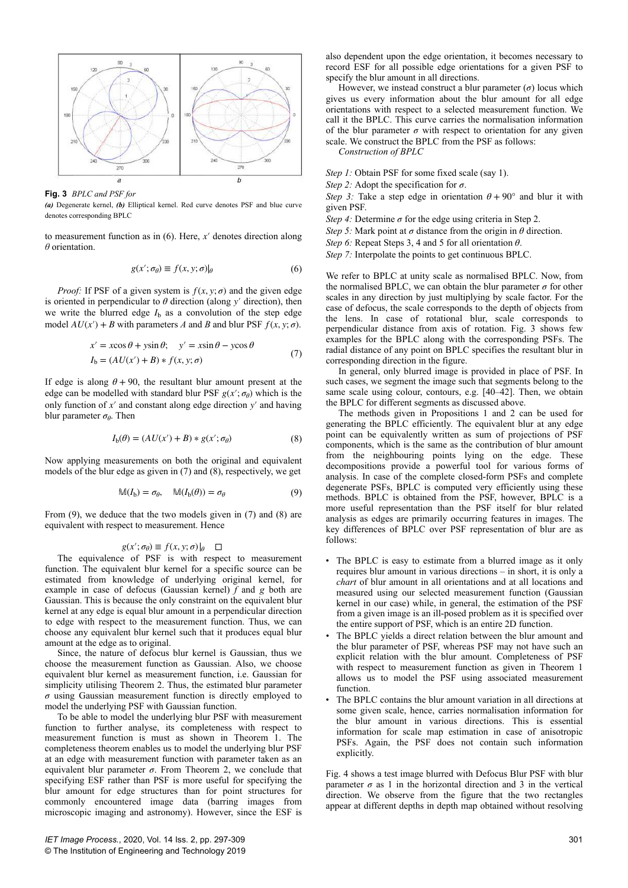**Fig. 3** *BPLC and PSF for*

***(a)*** Degenerate kernel, ***(b)*** Elliptical kernel. Red curve denotes PSF and blue curve denotes corresponding BPLC

to measurement function as in (6). Here, $x'$ denotes direction along $\theta$ orientation.

$$g(x';\sigma_\theta) \equiv f(x,y;\sigma)|_\theta \tag{6}$$

*Proof:* If PSF of a given system is $f(x,y;\sigma)$ and the given edge is oriented in perpendicular to $\theta$ direction (along $y'$ direction), then we write the blurred edge $I_b$ as a convolution of the step edge model $AU(x') + B$ with parameters $A$ and $B$ and blur PSF $f(x,y;\sigma)$.

$$\begin{aligned} x' &= x\cos\theta + y\sin\theta; \quad y' = x\sin\theta - y\cos\theta \\ I_b &= (AU(x') + B) * f(x,y;\sigma) \end{aligned} \tag{7}$$

If edge is along $\theta + 90$, the resultant blur amount present at the edge can be modelled with standard blur PSF $g(x';\sigma_\theta)$ which is the only function of $x'$ and constant along edge direction $y'$ and having blur parameter $\sigma_\theta$. Then

$$I_b(\theta) = (AU(x') + B) * g(x';\sigma_\theta) \tag{8}$$

Now applying measurements on both the original and equivalent models of the blur edge as given in (7) and (8), respectively, we get

$$\mathbb{M}(I_b) = \sigma_\theta, \quad \mathbb{M}(I_b(\theta)) = \sigma_\theta \tag{9}$$

From (9), we deduce that the two models given in (7) and (8) are equivalent with respect to measurement. Hence

$$g(x';\sigma_\theta) \equiv f(x,y;\sigma)|_\theta \quad \square$$

The equivalence of PSF is with respect to measurement function. The equivalent blur kernel for a specific source can be estimated from knowledge of underlying original kernel, for example in case of defocus (Gaussian kernel) $f$ and $g$ both are Gaussian. This is because the only constraint on the equivalent blur kernel at any edge is equal blur amount in a perpendicular direction to edge with respect to the measurement function. Thus, we can choose any equivalent blur kernel such that it produces equal blur amount at the edge as to original.

Since, the nature of defocus blur kernel is Gaussian, thus we choose the measurement function as Gaussian. Also, we choose equivalent blur kernel as measurement function, i.e. Gaussian for simplicity utilising Theorem 2. Thus, the estimated blur parameter $\sigma$ using Gaussian measurement function is directly employed to model the underlying PSF with Gaussian function.

To be able to model the underlying blur PSF with measurement function to further analyse, its completeness with respect to measurement function is must as shown in Theorem 1. The completeness theorem enables us to model the underlying blur PSF at an edge with measurement function with parameter taken as an equivalent blur parameter $\sigma$. From Theorem 2, we conclude that specifying ESF rather than PSF is more useful for specifying the blur amount for edge structures than for point structures for commonly encountered image data (barring images from microscopic imaging and astronomy). However, since the ESF is also dependent upon the edge orientation, it becomes necessary to record ESF for all possible edge orientations for a given PSF to specify the blur amount in all directions.

However, we instead construct a blur parameter ($\sigma$) locus which gives us every information about the blur amount for all edge orientations with respect to a selected measurement function. We call it the BPLC. This curve carries the normalisation information of the blur parameter $\sigma$ with respect to orientation for any given scale. We construct the BPLC from the PSF as follows:

*Construction of BPLC*

*Step 1:* Obtain PSF for some fixed scale (say 1).
*Step 2:* Adopt the specification for $\sigma$.
*Step 3:* Take a step edge in orientation $\theta + 90^\circ$ and blur it with given PSF.
*Step 4:* Determine $\sigma$ for the edge using criteria in Step 2.
*Step 5:* Mark point at $\sigma$ distance from the origin in $\theta$ direction.
*Step 6:* Repeat Steps 3, 4 and 5 for all orientation $\theta$.
*Step 7:* Interpolate the points to get continuous BPLC.

We refer to BPLC at unity scale as normalised BPLC. Now, from the normalised BPLC, we can obtain the blur parameter $\sigma$ for other scales in any direction by just multiplying by scale factor. For the case of defocus, the scale corresponds to the depth of objects from the lens. In case of rotational blur, scale corresponds to perpendicular distance from axis of rotation. Fig. 3 shows few examples for the BPLC along with the corresponding PSFs. The radial distance of any point on BPLC specifies the resultant blur in corresponding direction in the figure.

In general, only blurred image is provided in place of PSF. In such cases, we segment the image such that segments belong to the same scale using colour, contours, e.g. [40–42]. Then, we obtain the BPLC for different segments as discussed above.

The methods given in Propositions 1 and 2 can be used for generating the BPLC efficiently. The equivalent blur at any edge point can be equivalently written as sum of projections of PSF components, which is the same as the contribution of blur amount from the neighbouring points lying on the edge. These decompositions provide a powerful tool for various forms of analysis. In case of the complete closed-form PSFs and complete degenerate PSFs, BPLC is computed very efficiently using these methods. BPLC is obtained from the PSF, however, BPLC is a more useful representation than the PSF itself for blur related analysis as edges are primarily occurring features in images. The key differences of BPLC over PSF representation of blur are as follows:

- The BPLC is easy to estimate from a blurred image as it only requires blur amount in various directions – in short, it is only a *chart* of blur amount in all orientations and at all locations and measured using our selected measurement function (Gaussian kernel in our case) while, in general, the estimation of the PSF from a given image is an ill-posed problem as it is specified over the entire support of PSF, which is an entire 2D function.
- The BPLC yields a direct relation between the blur amount and the blur parameter of PSF, whereas PSF may not have such an explicit relation with the blur amount. Completeness of PSF with respect to measurement function as given in Theorem 1 allows us to model the PSF using associated measurement function.
- The BPLC contains the blur amount variation in all directions at some given scale, hence, carries normalisation information for the blur amount in various directions. This is essential information for scale map estimation in case of anisotropic PSFs. Again, the PSF does not contain such information explicitly.

Fig. 4 shows a test image blurred with Defocus Blur PSF with blur parameter $\sigma$ as 1 in the horizontal direction and 3 in the vertical direction. We observe from the figure that the two rectangles appear at different depths in depth map obtained without resolving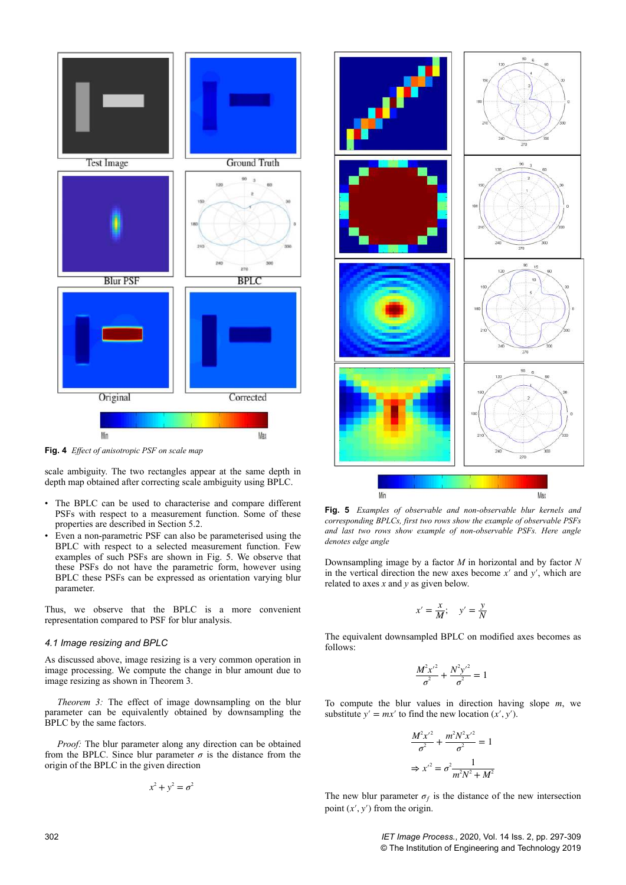Fig. 4 *Effect of anisotropic PSF on scale map*

scale ambiguity. The two rectangles appear at the same depth in depth map obtained after correcting scale ambiguity using BPLC.

- The BPLC can be used to characterise and compare different PSFs with respect to a measurement function. Some of these properties are described in Section 5.2.
- Even a non-parametric PSF can also be parameterised using the BPLC with respect to selected measurement function. Few examples of such PSFs are shown in Fig. 5. We observe that these PSFs do not have the parametric form, however using BPLC these PSFs can be expressed as orientation varying blur parameter.

Thus, we observe that the BPLC is a more convenient representation compared to PSF for blur analysis.

### 4.1 Image resizing and BPLC

As discussed above, image resizing is a very common operation in image processing. We compute the change in blur amount due to image resizing as shown in Theorem 3.

*Theorem 3:* The effect of image downsampling on the blur parameter can be equivalently obtained by downsampling the BPLC by the same factors.

*Proof:* The blur parameter along any direction can be obtained from the BPLC. Since blur parameter $\sigma$ is the distance from the origin of the BPLC in the given direction

$$x^2 + y^2 = \sigma^2$$

Fig. 5 *Examples of observable and non-observable blur kernels and corresponding BPLCs, first two rows show the example of observable PSFs and last two rows show example of non-observable PSFs. Here angle denotes edge angle*

Downsampling image by a factor $M$ in horizontal and by factor $N$ in the vertical direction the new axes become $x'$ and $y'$, which are related to axes $x$ and $y$ as given below.

$$x' = \frac{x}{M}; \quad y' = \frac{y}{N}$$

The equivalent downsampled BPLC on modified axes becomes as follows:

$$\frac{M^2 x'^2}{\sigma^2} + \frac{N^2 y'^2}{\sigma^2} = 1$$

To compute the blur values in direction having slope $m$, we substitute $y' = mx'$ to find the new location $(x', y')$.

$$\frac{M^2 x'^2}{\sigma^2} + \frac{m^2 N^2 x'^2}{\sigma^2} = 1$$

$$\Rightarrow x'^2 = \sigma^2 \frac{1}{m^2 N^2 + M^2}$$

The new blur parameter $\sigma_f$ is the distance of the new intersection point $(x', y')$ from the origin.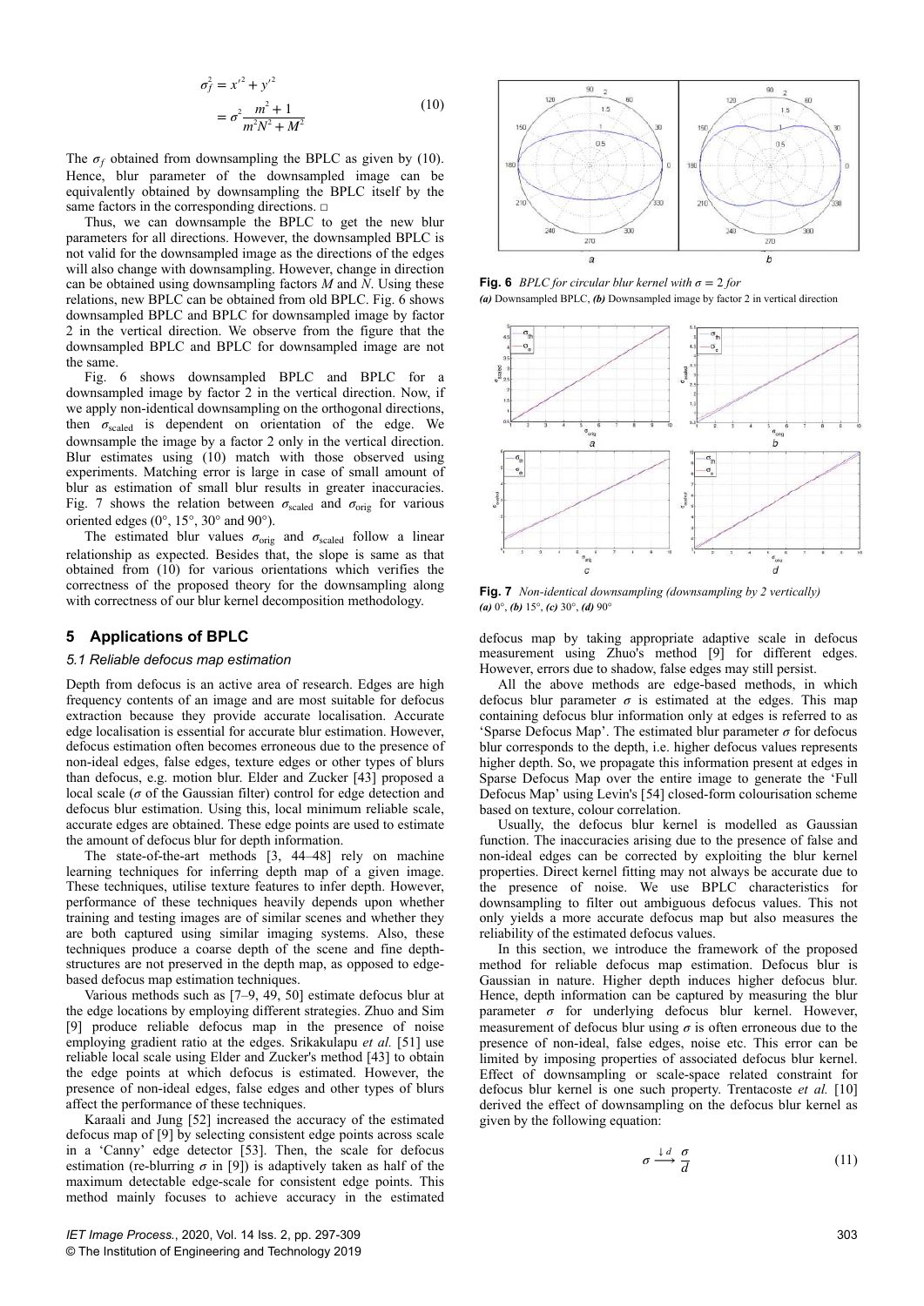$$\sigma_f^2 = x'^2 + y'^2$$
$$= \sigma^2 \frac{m^2 + 1}{m^2 N^2 + M^2} \tag{10}$$

The $\sigma_f$ obtained from downsampling the BPLC as given by (10). Hence, blur parameter of the downsampled image can be equivalently obtained by downsampling the BPLC itself by the same factors in the corresponding directions. □

Thus, we can downsample the BPLC to get the new blur parameters for all directions. However, the downsampled BPLC is not valid for the downsampled image as the directions of the edges will also change with downsampling. However, change in direction can be obtained using downsampling factors $M$ and $N$. Using these relations, new BPLC can be obtained from old BPLC. Fig. 6 shows downsampled BPLC and BPLC for downsampled image by factor 2 in the vertical direction. We observe from the figure that the downsampled BPLC and BPLC for downsampled image are not the same.

Fig. 6 shows downsampled BPLC and BPLC for a downsampled image by factor 2 in the vertical direction. Now, if we apply non-identical downsampling on the orthogonal directions, then $\sigma_{\text{scaled}}$ is dependent on orientation of the edge. We downsample the image by a factor 2 only in the vertical direction. Blur estimates using (10) match with those observed using experiments. Matching error is large in case of small amount of blur as estimation of small blur results in greater inaccuracies. Fig. 7 shows the relation between $\sigma_{\text{scaled}}$ and $\sigma_{\text{orig}}$ for various oriented edges (0°, 15°, 30° and 90°).

The estimated blur values $\sigma_{\text{orig}}$ and $\sigma_{\text{scaled}}$ follow a linear relationship as expected. Besides that, the slope is same as that obtained from (10) for various orientations which verifies the correctness of the proposed theory for the downsampling along with correctness of our blur kernel decomposition methodology.

**Fig. 6** *BPLC for circular blur kernel with $\sigma = 2$ for*
***(a)*** Downsampled BPLC, ***(b)*** Downsampled image by factor 2 in vertical direction

**Fig. 7** *Non-identical downsampling (downsampling by 2 vertically)*
***(a)*** 0°, ***(b)*** 15°, ***(c)*** 30°, ***(d)*** 90°

## 5 Applications of BPLC

### 5.1 Reliable defocus map estimation

Depth from defocus is an active area of research. Edges are high frequency contents of an image and are most suitable for defocus extraction because they provide accurate localisation. Accurate edge localisation is essential for accurate blur estimation. However, defocus estimation often becomes erroneous due to the presence of non-ideal edges, false edges, texture edges or other types of blurs than defocus, e.g. motion blur. Elder and Zucker [43] proposed a local scale ($\sigma$ of the Gaussian filter) control for edge detection and defocus blur estimation. Using this, local minimum reliable scale, accurate edges are obtained. These edge points are used to estimate the amount of defocus blur for depth information.

The state-of-the-art methods [3, 44–48] rely on machine learning techniques for inferring depth map of a given image. These techniques, utilise texture features to infer depth. However, performance of these techniques heavily depends upon whether training and testing images are of similar scenes and whether they are both captured using similar imaging systems. Also, these techniques produce a coarse depth of the scene and fine depth-structures are not preserved in the depth map, as opposed to edge-based defocus map estimation techniques.

Various methods such as [7–9, 49, 50] estimate defocus blur at the edge locations by employing different strategies. Zhuo and Sim [9] produce reliable defocus map in the presence of noise employing gradient ratio at the edges. Srikakulapu *et al.* [51] use reliable local scale using Elder and Zucker's method [43] to obtain the edge points at which defocus is estimated. However, the presence of non-ideal edges, false edges and other types of blurs affect the performance of these techniques.

Karaali and Jung [52] increased the accuracy of the estimated defocus map of [9] by selecting consistent edge points across scale in a 'Canny' edge detector [53]. Then, the scale for defocus estimation (re-blurring $\sigma$ in [9]) is adaptively taken as half of the maximum detectable edge-scale for consistent edge points. This method mainly focuses to achieve accuracy in the estimated defocus map by taking appropriate adaptive scale in defocus measurement using Zhuo's method [9] for different edges. However, errors due to shadow, false edges may still persist.

All the above methods are edge-based methods, in which defocus blur parameter $\sigma$ is estimated at the edges. This map containing defocus blur information only at edges is referred to as 'Sparse Defocus Map'. The estimated blur parameter $\sigma$ for defocus blur corresponds to the depth, i.e. higher defocus values represents higher depth. So, we propagate this information present at edges in Sparse Defocus Map over the entire image to generate the 'Full Defocus Map' using Levin's [54] closed-form colourisation scheme based on texture, colour correlation.

Usually, the defocus blur kernel is modelled as Gaussian function. The inaccuracies arising due to the presence of false and non-ideal edges can be corrected by exploiting the blur kernel properties. Direct kernel fitting may not always be accurate due to the presence of noise. We use BPLC characteristics for downsampling to filter out ambiguous defocus values. This not only yields a more accurate defocus map but also measures the reliability of the estimated defocus values.

In this section, we introduce the framework of the proposed method for reliable defocus map estimation. Defocus blur is Gaussian in nature. Higher depth induces higher defocus blur. Hence, depth information can be captured by measuring the blur parameter $\sigma$ for underlying defocus blur kernel. However, measurement of defocus blur using $\sigma$ is often erroneous due to the presence of non-ideal, false edges, noise etc. This error can be limited by imposing properties of associated defocus blur kernel. Effect of downsampling or scale-space related constraint for defocus blur kernel is one such property. Trentacoste *et al.* [10] derived the effect of downsampling on the defocus blur kernel as given by the following equation:

$$\sigma \xrightarrow{\downarrow d} \frac{\sigma}{d} \tag{11}$$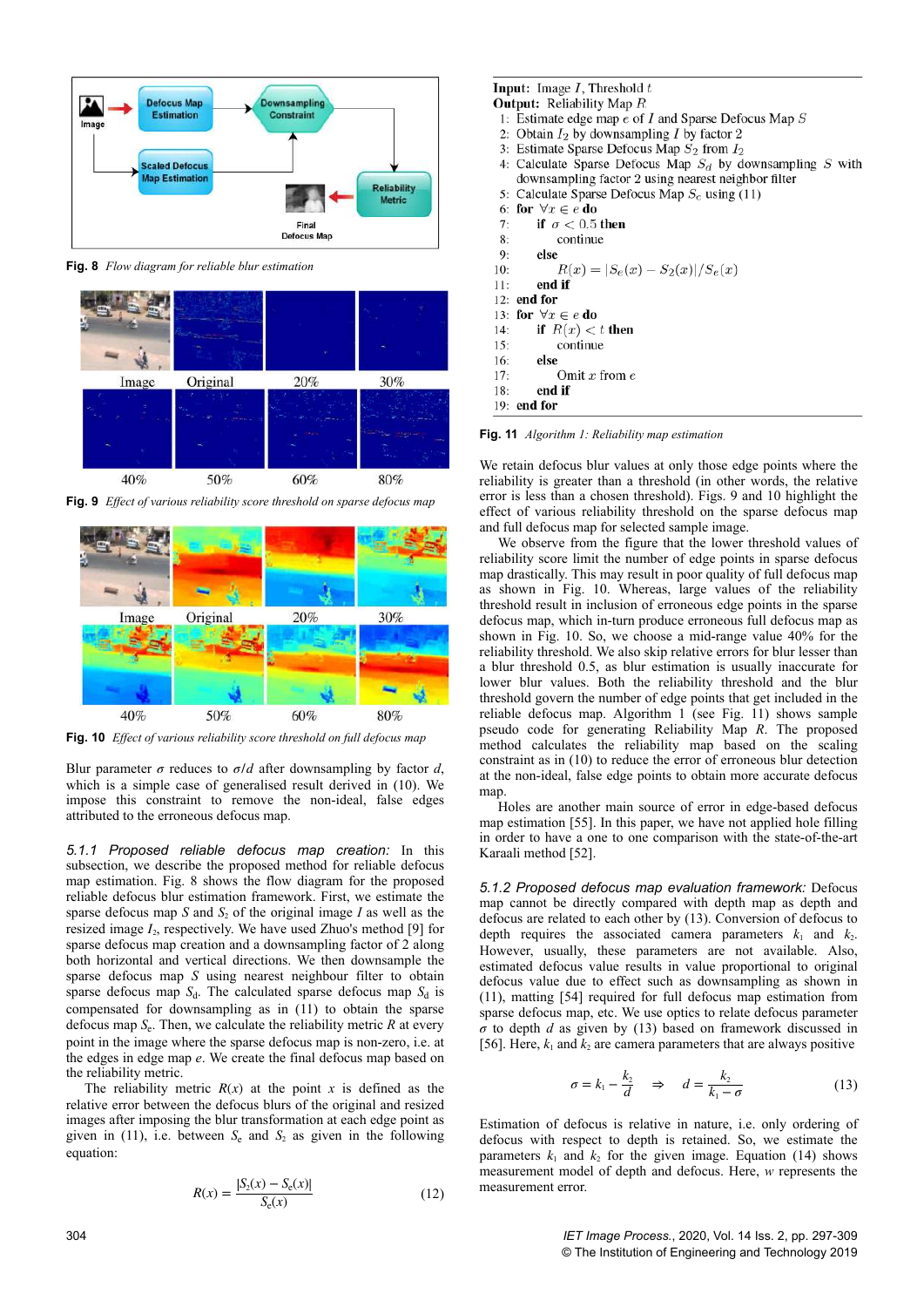Fig. 8 *Flow diagram for reliable blur estimation*

Fig. 9 *Effect of various reliability score threshold on sparse defocus map*

Fig. 10 *Effect of various reliability score threshold on full defocus map*

Blur parameter $\sigma$ reduces to $\sigma/d$ after downsampling by factor $d$, which is a simple case of generalised result derived in (10). We impose this constraint to remove the non-ideal, false edges attributed to the erroneous defocus map.

*5.1.1 Proposed reliable defocus map creation:* In this subsection, we describe the proposed method for reliable defocus map estimation. Fig. 8 shows the flow diagram for the proposed reliable defocus blur estimation framework. First, we estimate the sparse defocus map $S$ and $S_2$ of the original image $I$ as well as the resized image $I_2$, respectively. We have used Zhuo's method [9] for sparse defocus map creation and a downsampling factor of 2 along both horizontal and vertical directions. We then downsample the sparse defocus map $S$ using nearest neighbour filter to obtain sparse defocus map $S_d$. The calculated sparse defocus map $S_d$ is compensated for downsampling as in (11) to obtain the sparse defocus map $S_c$. Then, we calculate the reliability metric $R$ at every point in the image where the sparse defocus map is non-zero, i.e. at the edges in edge map $e$. We create the final defocus map based on the reliability metric.

The reliability metric $R(x)$ at the point $x$ is defined as the relative error between the defocus blurs of the original and resized images after imposing the blur transformation at each edge point as given in (11), i.e. between $S_c$ and $S_2$ as given in the following equation:

$$R(x) = \frac{|S_2(x) - S_c(x)|}{S_c(x)} \tag{12}$$

```
Input: Image I, Threshold t
Output: Reliability Map R
 1: Estimate edge map e of I and Sparse Defocus Map S
 2: Obtain I_2 by downsampling I by factor 2
 3: Estimate Sparse Defocus Map S_2 from I_2
 4: Calculate Sparse Defocus Map S_d by downsampling S with
    downsampling factor 2 using nearest neighbor filter
 5: Calculate Sparse Defocus Map S_c using (11)
 6: for ∀x ∈ e do
 7:     if σ < 0.5 then
 8:         continue
 9:     else
10:         R(x) = |S_c(x) − S_2(x)|/S_c(x)
11:     end if
12: end for
13: for ∀x ∈ e do
14:     if R(x) < t then
15:         continue
16:     else
17:         Omit x from e
18:     end if
19: end for
```

Fig. 11 *Algorithm 1: Reliability map estimation*

We retain defocus blur values at only those edge points where the reliability is greater than a threshold (in other words, the relative error is less than a chosen threshold). Figs. 9 and 10 highlight the effect of various reliability threshold on the sparse defocus map and full defocus map for selected sample image.

We observe from the figure that the lower threshold values of reliability score limit the number of edge points in sparse defocus map drastically. This may result in poor quality of full defocus map as shown in Fig. 10. Whereas, large values of the reliability threshold result in inclusion of erroneous edge points in the sparse defocus map, which in-turn produce erroneous full defocus map as shown in Fig. 10. So, we choose a mid-range value 40% for the reliability threshold. We also skip relative errors for blur lesser than a blur threshold 0.5, as blur estimation is usually inaccurate for lower blur values. Both the reliability threshold and the blur threshold govern the number of edge points that get included in the reliable defocus map. Algorithm 1 (see Fig. 11) shows sample pseudo code for generating Reliability Map $R$. The proposed method calculates the reliability map based on the scaling constraint as in (10) to reduce the effect of erroneous blur detection at the non-ideal, false edge points to obtain more accurate defocus map.

Holes are another main source of error in edge-based defocus map estimation [55]. In this paper, we have not applied hole filling in order to have a one to one comparison with the state-of-the-art Karaali method [52].

*5.1.2 Proposed defocus map evaluation framework:* Defocus map cannot be directly compared with depth map as depth and defocus are related to each other by (13). Conversion of defocus to depth requires the associated camera parameters $k_1$ and $k_2$. However, usually, these parameters are not available. Also, estimated defocus value results in value proportional to original defocus value due to effect such as downsampling as shown in (11), matting [54] required for full defocus map estimation from sparse defocus map, etc. We use optics to relate defocus parameter $\sigma$ to depth $d$ as given by (13) based on framework discussed in [56]. Here, $k_1$ and $k_2$ are camera parameters that are always positive

$$\sigma = k_1 - \frac{k_2}{d} \quad \Rightarrow \quad d = \frac{k_2}{k_1 - \sigma} \tag{13}$$

Estimation of defocus is relative in nature, i.e. only ordering of defocus with respect to depth is retained. So, we estimate the parameters $k_1$ and $k_2$ for the given image. Equation (14) shows measurement model of depth and defocus. Here, $w$ represents the measurement error.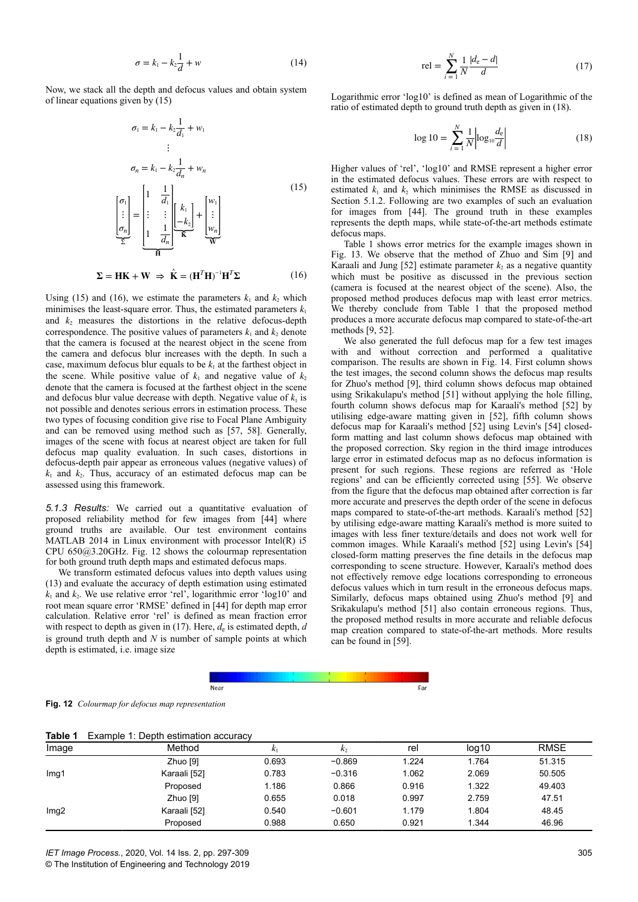$$\sigma = k_1 - k_2\frac{1}{d} + w \tag{14}$$

Now, we stack all the depth and defocus values and obtain system of linear equations given by (15)

$$\begin{gathered} \sigma_1 = k_1 - k_2\frac{1}{d_1} + w_1 \\ \vdots \\ \sigma_n = k_1 - k_2\frac{1}{d_n} + w_n \\ \underbrace{\begin{bmatrix} \sigma_1 \\ \vdots \\ \sigma_n \end{bmatrix}}_{\Sigma} = \underbrace{\begin{bmatrix} 1 & \frac{1}{d_1} \\ \vdots & \vdots \\ 1 & \frac{1}{d_n} \end{bmatrix}}_{\mathbf{H}} \underbrace{\begin{bmatrix} k_1 \\ -k_2 \end{bmatrix}}_{\mathbf{K}} + \underbrace{\begin{bmatrix} w_1 \\ \vdots \\ w_n \end{bmatrix}}_{\mathbf{W}} \end{gathered} \tag{15}$$

$$\mathbf{\Sigma} = \mathbf{HK} + \mathbf{W} \Rightarrow \hat{\mathbf{K}} = (\mathbf{H}^T\mathbf{H})^{-1}\mathbf{H}^T\mathbf{\Sigma} \tag{16}$$

Using (15) and (16), we estimate the parameters $k_1$ and $k_2$ which minimises the least-square error. Thus, the estimated parameters $k_1$ and $k_2$ measures the distortions in the relative defocus-depth correspondence. The positive values of parameters $k_1$ and $k_2$ denote that the camera is focused at the nearest object in the scene from the camera and defocus blur increases with the depth. In such a case, maximum defocus blur equals to be $k_1$ at the farthest object in the scene. While positive value of $k_1$ and negative value of $k_2$ denote that the camera is focused at the farthest object in the scene and defocus blur value decrease with depth. Negative value of $k_1$ is not possible and denotes serious errors in estimation process. These two types of focusing condition give rise to Focal Plane Ambiguity and can be removed using method such as [57, 58]. Generally, images of the scene with focus at nearest object are taken for full defocus map quality evaluation. In such cases, distortions in defocus-depth pair appear as erroneous values (negative values) of $k_1$ and $k_2$. Thus, accuracy of an estimated defocus map can be assessed using this framework.

*5.1.3 Results:* We carried out a quantitative evaluation of proposed reliability method for few images from [44] where ground truths are available. Our test environment contains MATLAB 2014 in Linux environment with processor Intel(R) i5 CPU 650@3.20GHz. Fig. 12 shows the colourmap representation for both ground truth depth maps and estimated defocus maps.

We transform estimated defocus values into depth values using (13) and evaluate the accuracy of depth estimation using estimated $k_1$ and $k_2$. We use relative error 'rel', logarithmic error 'log10' and root mean square error 'RMSE' defined in [44] for depth map error calculation. Relative error 'rel' is defined as mean fraction error with respect to depth as given in (17). Here, $d_e$ is estimated depth, $d$ is ground truth depth and $N$ is number of sample points at which depth is estimated, i.e. image size

$$\text{rel} = \sum_{i=1}^{N} \frac{1}{N}\frac{|d_e - d|}{d} \tag{17}$$

Logarithmic error 'log10' is defined as mean of Logarithmic of the ratio of estimated depth to ground truth depth as given in (18).

$$\log 10 = \sum_{i=1}^{N} \frac{1}{N}\left|\log_{10}\frac{d_e}{d}\right| \tag{18}$$

Higher values of 'rel', 'log10' and RMSE represent a higher error in the estimated defocus values. These errors are with respect to estimated $k_1$ and $k_2$ which minimises the RMSE as discussed in Section 5.1.2. Following are two examples of such an evaluation for images from [44]. The ground truth in these examples represents the depth maps, while state-of-the-art methods estimate defocus maps.

Table 1 shows error metrics for the example images shown in Fig. 13. We observe that the method of Zhuo and Sim [9] and Karaali and Jung [52] estimate parameter $k_2$ as a negative quantity which must be positive as discussed in the previous section (camera is focused at the nearest object of the scene). Also, the proposed method produces defocus map with least error metrics. We thereby conclude from Table 1 that the proposed method produces a more accurate defocus map compared to state-of-the-art methods [9, 52].

We also generated the full defocus map for a few test images with and without correction and performed a qualitative comparison. The results are shown in Fig. 14. First column shows the test images, the second column shows the defocus map results for Zhuo's method [9], third column shows defocus map obtained using Srikakulapu's method [51] without applying the hole filling, fourth column shows defocus map for Karaali's method [52] by utilising edge-aware matting given in [52], fifth column shows defocus map for Karaali's method [52] using Levin's [54] closed-form matting and last column shows defocus map obtained with the proposed correction. Sky region in the third image introduces large error in estimated defocus map as no defocus information is present for such regions. These regions are referred as 'Hole regions' and can be efficiently corrected using [55]. We observe from the figure that the defocus map obtained after correction is far more accurate and preserves the depth order of the scene in defocus maps compared to state-of-the-art methods. Karaali's method [52] by utilising edge-aware matting Karaali's method is more suited to images with less finer texture/details and does not work well for common images. While Karaali's method [52] using Levin's [54] closed-form matting preserves the fine details in the defocus map corresponding to scene structure. However, Karaali's method does not effectively remove edge locations corresponding to erroneous defocus values which in turn result in the erroneous defocus maps. Similarly, defocus maps obtained using Zhuo's method [9] and Srikakulapu's method [51] also contain erroneous regions. Thus, the proposed method results in more accurate and reliable defocus map creation compared to state-of-the-art methods. More results can be found in [59].

Near — Far

**Fig. 12** *Colourmap for defocus map representation*

**Table 1** Example 1: Depth estimation accuracy

| Image | Method | $k_1$ | $k_2$ | rel | log10 | RMSE |
|---|---|---|---|---|---|---|
| Img1 | Zhuo [9] | 0.693 | −0.869 | 1.224 | 1.764 | 51.315 |
| | Karaali [52] | 0.783 | −0.316 | 1.062 | 2.069 | 50.505 |
| | Proposed | 1.186 | 0.866 | 0.916 | 1.322 | 49.403 |
| Img2 | Zhuo [9] | 0.655 | 0.018 | 0.997 | 2.759 | 47.51 |
| | Karaali [52] | 0.540 | −0.601 | 1.179 | 1.804 | 48.45 |
| | Proposed | 0.988 | 0.650 | 0.921 | 1.344 | 46.96 |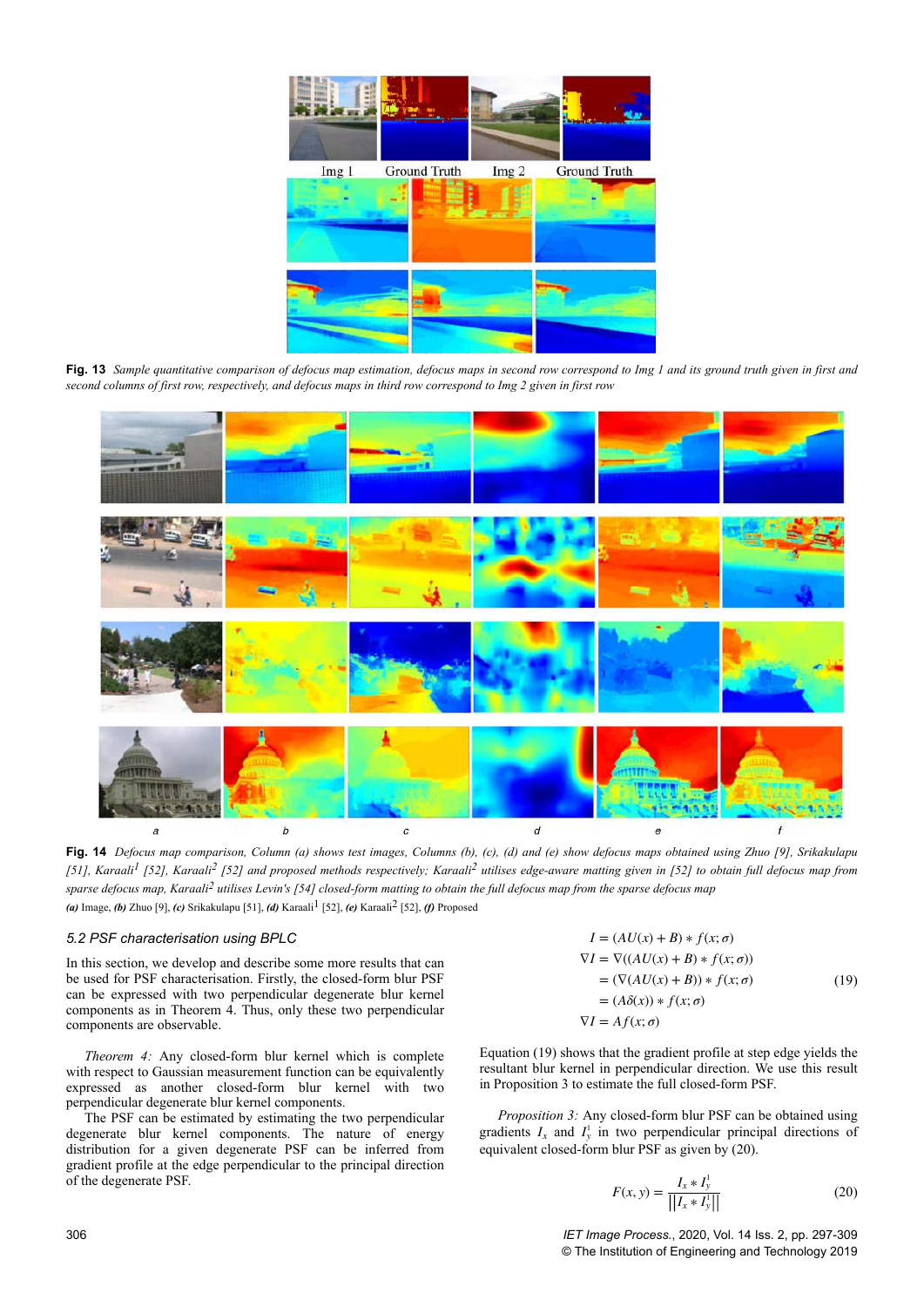Img 1 Ground Truth Img 2 Ground Truth

**Fig. 13** *Sample quantitative comparison of defocus map estimation, defocus maps in second row correspond to Img 1 and its ground truth given in first and second columns of first row, respectively, and defocus maps in third row correspond to Img 2 given in first row*

a b c d e f

**Fig. 14** *Defocus map comparison, Column (a) shows test images, Columns (b), (c), (d) and (e) show defocus maps obtained using Zhuo [9], Srikakulapu [51], Karaali[1] [52], Karaali[2] [52] and proposed methods respectively; Karaali[2] utilises edge-aware matting given in [52] to obtain full defocus map from sparse defocus map, Karaali[2] utilises Levin's [54] closed-form matting to obtain the full defocus map from the sparse defocus map*
***(a)*** Image, ***(b)*** Zhuo [9], ***(c)*** Srikakulapu [51], ***(d)*** Karaali[1] [52], ***(e)*** Karaali[2] [52], ***(f)*** Proposed

### 5.2 PSF characterisation using BPLC

In this section, we develop and describe some more results that can be used for PSF characterisation. Firstly, the closed-form blur PSF can be expressed with two perpendicular degenerate blur kernel components as in Theorem 4. Thus, only these two perpendicular components are observable.

*Theorem 4:* Any closed-form blur kernel which is complete with respect to Gaussian measurement function can be equivalently expressed as another closed-form blur kernel with two perpendicular degenerate blur kernel components.

The PSF can be estimated by estimating the two perpendicular degenerate blur kernel components. The nature of energy distribution for a given degenerate PSF can be inferred from gradient profile at the edge perpendicular to the principal direction of the degenerate PSF.

$$
\begin{aligned}
I &= (AU(x) + B) * f(x; \sigma) \\
\nabla I &= \nabla((AU(x) + B) * f(x; \sigma)) \\
&= (\nabla(AU(x) + B)) * f(x; \sigma) \\
&= (A\delta(x)) * f(x; \sigma) \\
\nabla I &= Af(x; \sigma)
\end{aligned} \tag{19}
$$

Equation (19) shows that the gradient profile at step edge yields the resultant blur kernel in perpendicular direction. We use this result in Proposition 3 to estimate the full closed-form PSF.

*Proposition 3:* Any closed-form blur PSF can be obtained using gradients $I_x$ and $I_y^1$ in two perpendicular principal directions of equivalent closed-form blur PSF as given by (20).

$$
F(x, y) = \frac{I_x * I_y^1}{\left\| I_x * I_y^1 \right\|} \tag{20}
$$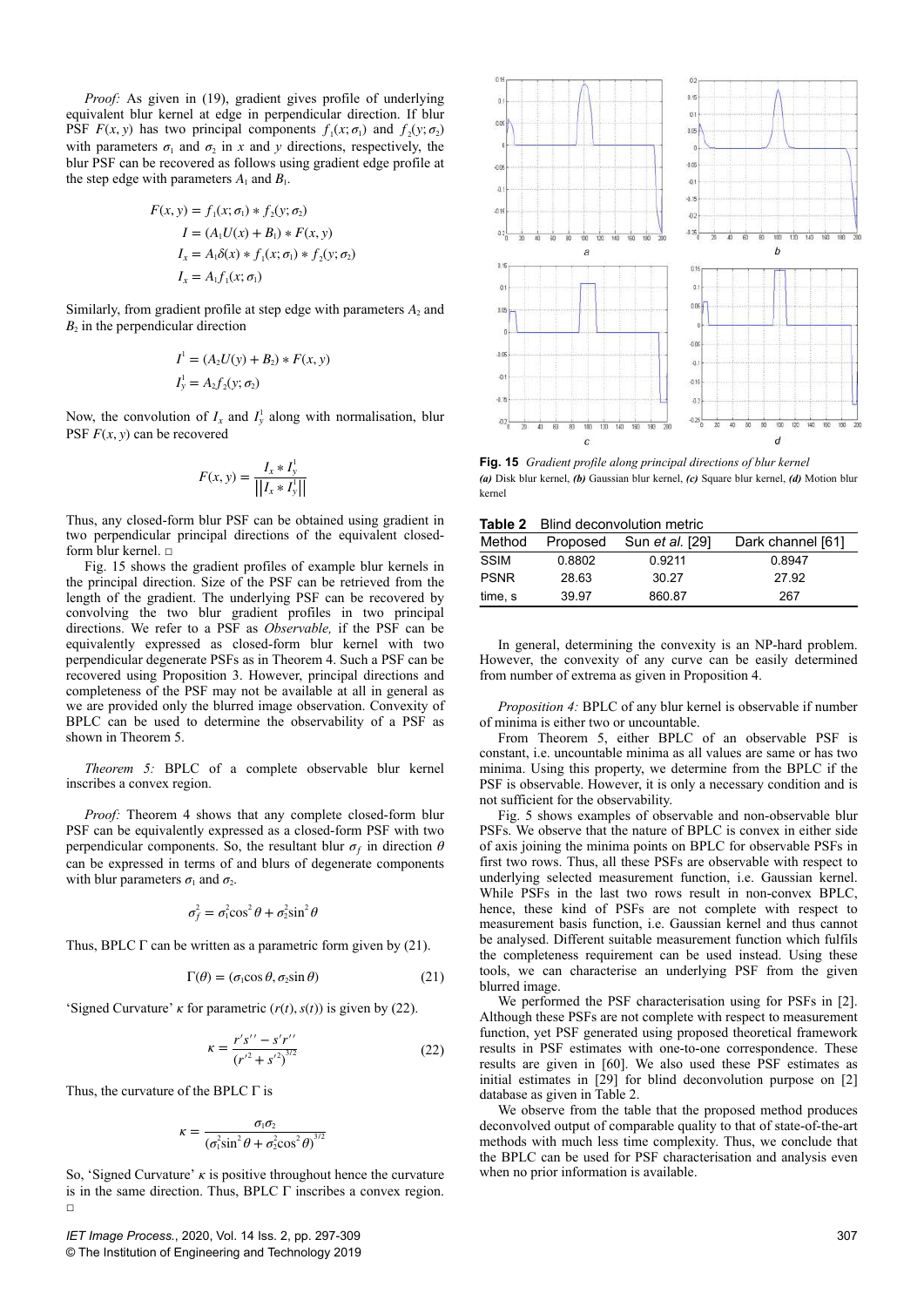*Proof:* As given in (19), gradient gives profile of underlying equivalent blur kernel at edge in perpendicular direction. If blur PSF $F(x, y)$ has two principal components $f_1(x; \sigma_1)$ and $f_2(y; \sigma_2)$ with parameters $\sigma_1$ and $\sigma_2$ in $x$ and $y$ directions, respectively, the blur PSF can be recovered as follows using gradient edge profile at the step edge with parameters $A_1$ and $B_1$.

$$F(x, y) = f_1(x; \sigma_1) * f_2(y; \sigma_2)$$

$$I = (A_1 U(x) + B_1) * F(x, y)$$

$$I_x = A_1 \delta(x) * f_1(x; \sigma_1) * f_2(y; \sigma_2)$$

$$I_x = A_1 f_1(x; \sigma_1)$$

Similarly, from gradient profile at step edge with parameters $A_2$ and $B_2$ in the perpendicular direction

$$I^1 = (A_2 U(y) + B_2) * F(x, y)$$

$$I_y^1 = A_2 f_2(y; \sigma_2)$$

Now, the convolution of $I_x$ and $I_y^1$ along with normalisation, blur PSF $F(x, y)$ can be recovered

$$F(x, y) = \frac{I_x * I_y^1}{\left\| I_x * I_y^1 \right\|}$$

Thus, any closed-form blur PSF can be obtained using gradient in two perpendicular principal directions of the equivalent closed-form blur kernel. □

Fig. 15 shows the gradient profiles of example blur kernels in the principal direction. Size of the PSF can be retrieved from the length of the gradient. The underlying PSF can be recovered by convolving the two blur gradient profiles in two principal directions. We refer to a PSF as *Observable,* if the PSF can be equivalently expressed as closed-form blur kernel with two perpendicular degenerate PSFs as in Theorem 4. Such a PSF can be recovered using Proposition 3. However, principal directions and completeness of the PSF may not be available at all in general as we are provided only the blurred image observation. Convexity of BPLC can be used to determine the observability of a PSF as shown in Theorem 5.

*Theorem 5:* BPLC of a complete observable blur kernel inscribes a convex region.

*Proof:* Theorem 4 shows that any complete closed-form blur PSF can be equivalently expressed as a closed-form PSF with two perpendicular components. So, the resultant blur $\sigma_f$ in direction $\theta$ can be expressed in terms of and blurs of degenerate components with blur parameters $\sigma_1$ and $\sigma_2$.

$$\sigma_f^2 = \sigma_1^2 \cos^2\theta + \sigma_2^2 \sin^2\theta$$

Thus, BPLC $\Gamma$ can be written as a parametric form given by (21).

$$\Gamma(\theta) = (\sigma_1 \cos\theta, \sigma_2 \sin\theta) \tag{21}$$

'Signed Curvature' $\kappa$ for parametric $(r(t), s(t))$ is given by (22).

$$\kappa = \frac{r's'' - s'r''}{(r'^2 + s'^2)^{3/2}} \tag{22}$$

Thus, the curvature of the BPLC $\Gamma$ is

$$\kappa = \frac{\sigma_1 \sigma_2}{(\sigma_1^2 \sin^2\theta + \sigma_2^2 \cos^2\theta)^{3/2}}$$

So, 'Signed Curvature' $\kappa$ is positive throughout hence the curvature is in the same direction. Thus, BPLC $\Gamma$ inscribes a convex region. □

**Fig. 15** *Gradient profile along principal directions of blur kernel*
***(a)*** Disk blur kernel, ***(b)*** Gaussian blur kernel, ***(c)*** Square blur kernel, ***(d)*** Motion blur kernel

**Table 2** Blind deconvolution metric

| Method | Proposed | Sun *et al.* [29] | Dark channel [61] |
|---|---|---|---|
| SSIM | 0.8802 | 0.9211 | 0.8947 |
| PSNR | 28.63 | 30.27 | 27.92 |
| time, s | 39.97 | 860.87 | 267 |

In general, determining the convexity is an NP-hard problem. However, the convexity of any curve can be easily determined from number of extrema as given in Proposition 4.

*Proposition 4:* BPLC of any blur kernel is observable if number of minima is either two or uncountable.

From Theorem 5, either BPLC of an observable PSF is constant, i.e. uncountable minima as all values are same or has two minima. Using this property, we determine from the BPLC if the PSF is observable. However, it is only a necessary condition and is not sufficient for the observability.

Fig. 5 shows examples of observable and non-observable blur PSFs. We observe that the nature of BPLC is convex in either side of axis joining the minima points on BPLC for observable PSFs in first two rows. Thus, all these PSFs are observable with respect to underlying selected measurement function, i.e. Gaussian kernel. While PSFs in the last two rows result in non-convex BPLC, hence, these kind of PSFs are not complete with respect to measurement basis function, i.e. Gaussian kernel and thus cannot be analysed. Different suitable measurement function which fulfils the completeness requirement can be used instead. Using these tools, we can characterise an underlying PSF from the given blurred image.

We performed the PSF characterisation using for PSFs in [2]. Although these PSFs are not complete with respect to measurement function, yet PSF generated using proposed theoretical framework results in PSF estimates with one-to-one correspondence. These results are given in [60]. We also used these PSF estimates as initial estimates in [29] for blind deconvolution purpose on [2] database as given in Table 2.

We observe from the table that the proposed method produces deconvolved output of comparable quality to that of state-of-the-art methods with much less time complexity. Thus, we conclude that the BPLC can be used for PSF characterisation and analysis even when no prior information is available.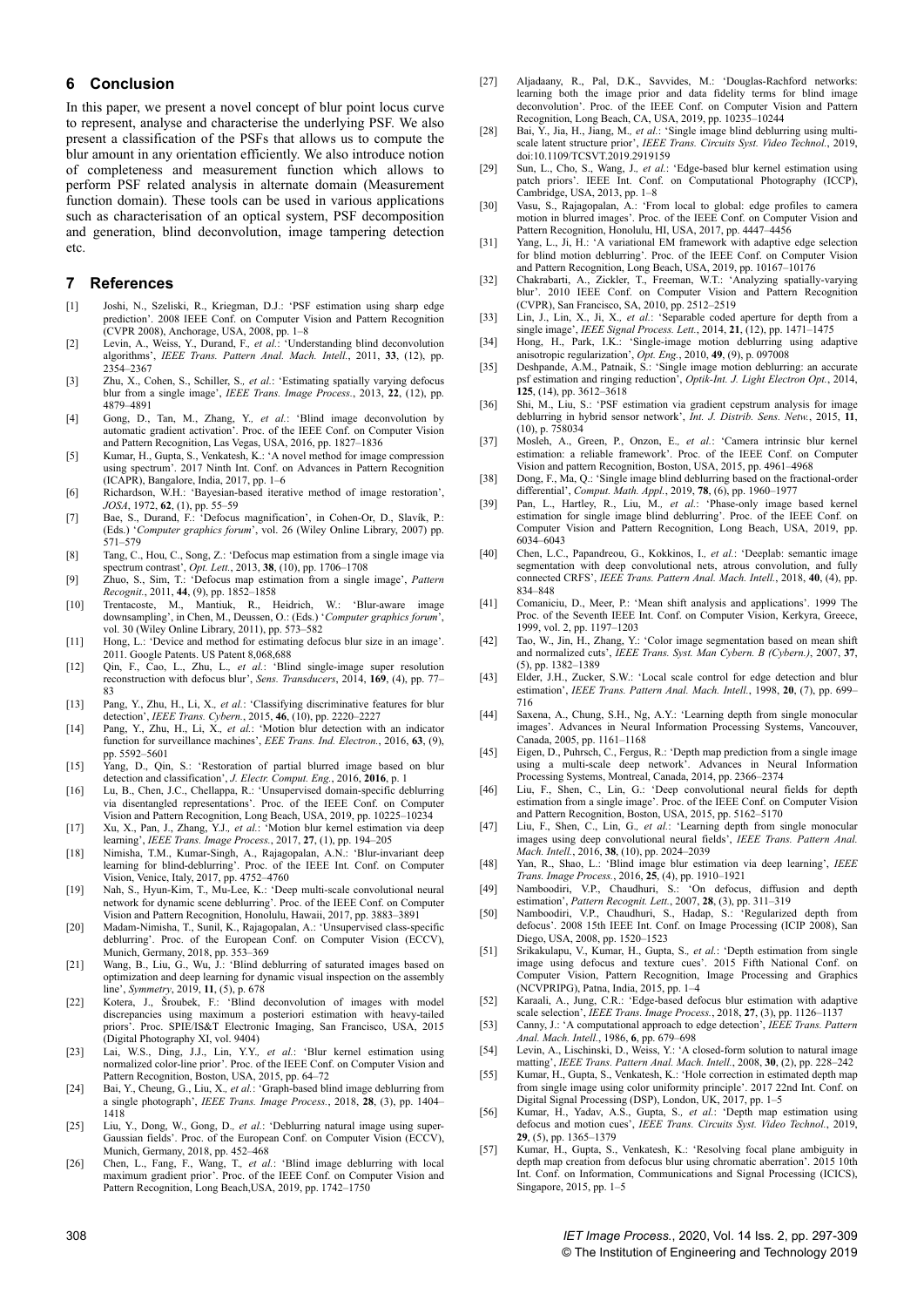## 6 Conclusion

In this paper, we present a novel concept of blur point locus curve to represent, analyse and characterise the underlying PSF. We also present a classification of the PSFs that allows us to compute the blur amount in any orientation efficiently. We also introduce notion of completeness and measurement function which allows to perform PSF related analysis in alternate domain (Measurement function domain). These tools can be used in various applications such as characterisation of an optical system, PSF decomposition and generation, blind deconvolution, image tampering detection etc.

## 7 References

[1] Joshi, N., Szeliski, R., Kriegman, D.J.: 'PSF estimation using sharp edge prediction'. 2008 IEEE Conf. on Computer Vision and Pattern Recognition (CVPR 2008), Anchorage, USA, 2008, pp. 1–8

[2] Levin, A., Weiss, Y., Durand, F., *et al.*: 'Understanding blind deconvolution algorithms', *IEEE Trans. Pattern Anal. Mach. Intell.*, 2011, **33**, (12), pp. 2354–2367

[3] Zhu, X., Cohen, S., Schiller, S., *et al.*: 'Estimating spatially varying defocus blur from a single image', *IEEE Trans. Image Process.*, 2013, **22**, (12), pp. 4879–4891

[4] Gong, D., Tan, M., Zhang, Y., *et al.*: 'Blind image deconvolution by automatic gradient activation'. Proc. of the IEEE Conf. on Computer Vision and Pattern Recognition, Las Vegas, USA, 2016, pp. 1827–1836

[5] Kumar, H., Gupta, S., Venkatesh, K.: 'A novel method for image compression using spectrum'. 2017 Ninth Int. Conf. on Advances in Pattern Recognition (ICAPR), Bangalore, India, 2017, pp. 1–6

[6] Richardson, W.H.: 'Bayesian-based iterative method of image restoration', *JOSA*, 1972, **62**, (1), pp. 55–59

[7] Bae, S., Durand, F.: 'Defocus magnification', in Cohen-Or, D., Slavík, P.: (Eds.) '*Computer graphics forum*', vol. 26 (Wiley Online Library, 2007) pp. 571–579

[8] Tang, C., Hou, C., Song, Z.: 'Defocus map estimation from a single image via spectrum contrast', *Opt. Lett.*, 2013, **38**, (10), pp. 1706–1708

[9] Zhuo, S., Sim, T.: 'Defocus map estimation from a single image', *Pattern Recognit.*, 2011, **44**, (9), pp. 1852–1858

[10] Trentacoste, M., Mantiuk, R., Heidrich, W.: 'Blur-aware image downsampling', in Chen, M., Deussen, O.: (Eds.) '*Computer graphics forum*', vol. 30 (Wiley Online Library, 2011), pp. 573–582

[11] Hong, L.: 'Device and method for estimating defocus blur size in an image'. 2011. Google Patents. US Patent 8,068,688

[12] Qin, F., Cao, L., Zhu, L., *et al.*: 'Blind single-image super resolution reconstruction with defocus blur', *Sens. Transducers*, 2014, **169**, (4), pp. 77–83

[13] Pang, Y., Zhu, H., Li, X., *et al.*: 'Classifying discriminative features for blur detection', *IEEE Trans. Cybern.*, 2015, **46**, (10), pp. 2220–2227

[14] Pang, Y., Zhu, H., Li, X., *et al.*: 'Motion blur detection with an indicator function for surveillance machines', *EEE Trans. Ind. Electron.*, 2016, **63**, (9), pp. 5592–5601

[15] Yang, D., Qin, S.: 'Restoration of partial blurred image based on blur detection and classification', *J. Electr. Comput. Eng.*, 2016, **2016**, p. 1

[16] Lu, B., Chen, J.C., Chellappa, R.: 'Unsupervised domain-specific deblurring via disentangled representations'. Proc. of the IEEE Conf. on Computer Vision and Pattern Recognition, Long Beach, USA, 2019, pp. 10225–10234

[17] Xu, X., Pan, J., Zhang, Y.J., *et al.*: 'Motion blur kernel estimation via deep learning', *IEEE Trans. Image Process.*, 2017, **27**, (1), pp. 194–205

[18] Nimisha, T.M., Kumar-Singh, A., Rajagopalan, A.N.: 'Blur-invariant deep learning for blind-deblurring'. Proc. of the IEEE Int. Conf. on Computer Vision, Venice, Italy, 2017, pp. 4752–4760

[19] Nah, S., Hyun-Kim, T., Mu-Lee, K.: 'Deep multi-scale convolutional neural network for dynamic scene deblurring'. Proc. of the IEEE Conf. on Computer Vision and Pattern Recognition, Honolulu, Hawaii, 2017, pp. 3883–3891

[20] Madam-Nimisha, T., Sunil, K., Rajagopalan, A.: 'Unsupervised class-specific deblurring'. Proc. of the European Conf. on Computer Vision (ECCV), Munich, Germany, 2018, pp. 353–369

[21] Wang, B., Liu, G., Wu, J.: 'Blind deblurring of saturated images based on optimization and deep learning for dynamic visual inspection on the assembly line', *Symmetry*, 2019, **11**, (5), p. 678

[22] Kotera, J., Šroubek, F.: 'Blind deconvolution of images with model discrepancies using maximum a posteriori estimation with heavy-tailed priors'. Proc. SPIE/IS&T Electronic Imaging, San Francisco, USA, 2015 (Digital Photography XI, vol. 9404)

[23] Lai, W.S., Ding, J.J., Lin, Y.Y., *et al.*: 'Blur kernel estimation using normalized color-line prior'. Proc. of the IEEE Conf. on Computer Vision and Pattern Recognition, Boston, USA, 2015, pp. 64–72

[24] Bai, Y., Cheung, G., Liu, X., *et al.*: 'Graph-based blind image deblurring from a single photograph', *IEEE Trans. Image Process.*, 2018, **28**, (3), pp. 1404–1418

[25] Liu, Y., Dong, W., Gong, D., *et al.*: 'Deblurring natural image using super-Gaussian fields'. Proc. of the European Conf. on Computer Vision (ECCV), Munich, Germany, 2018, pp. 452–468

[26] Chen, L., Fang, F., Wang, T., *et al.*: 'Blind image deblurring with local maximum gradient prior'. Proc. of the IEEE Conf. on Computer Vision and Pattern Recognition, Long Beach,USA, 2019, pp. 1742–1750

[27] Aljadaany, R., Pal, D.K., Savvides, M.: 'Douglas-Rachford networks: learning both the image prior and data fidelity terms for blind image deconvolution'. Proc. of the IEEE Conf. on Computer Vision and Pattern Recognition, Long Beach, CA, USA, 2019, pp. 10235–10244

[28] Bai, Y., Jia, H., Jiang, M., *et al.*: 'Single image blind deblurring using multi-scale latent structure prior', *IEEE Trans. Circuits Syst. Video Technol.*, 2019, doi:10.1109/TCSVT.2019.2919159

[29] Sun, L., Cho, S., Wang, J., *et al.*: 'Edge-based blur kernel estimation using patch priors'. IEEE Int. Conf. on Computational Photography (ICCP), Cambridge, USA, 2013, pp. 1–8

[30] Vasu, S., Rajagopalan, A.: 'From local to global: edge profiles to camera motion in blurred images'. Proc. of the IEEE Conf. on Computer Vision and Pattern Recognition, Honolulu, HI, USA, 2017, pp. 4447–4456

[31] Yang, L., Ji, H.: 'A variational EM framework with adaptive edge selection for blind motion deblurring'. Proc. of the IEEE Conf. on Computer Vision and Pattern Recognition, Long Beach, USA, 2019, pp. 10167–10176

[32] Chakrabarti, A., Zickler, T., Freeman, W.T.: 'Analyzing spatially-varying blur'. 2010 IEEE Conf. on Computer Vision and Pattern Recognition (CVPR), San Francisco, SA, 2010, pp. 2512–2519

[33] Lin, J., Lin, X., Ji, X., *et al.*: 'Separable coded aperture for depth from a single image', *IEEE Signal Process. Lett.*, 2014, **21**, (12), pp. 1471–1475

[34] Hong, H., Park, I.K.: 'Single-image motion deblurring using adaptive anisotropic regularization', *Opt. Eng.*, 2010, **49**, (9), p. 097008

[35] Deshpande, A.M., Patnaik, S.: 'Single image motion deblurring: an accurate psf estimation and ringing reduction', *Optik-Int. J. Light Electron Opt.*, 2014, **125**, (14), pp. 3612–3618

[36] Shi, M., Liu, S.: 'PSF estimation via gradient cepstrum analysis for image deblurring in hybrid sensor network', *Int. J. Distrib. Sens. Netw.*, 2015, **11**, (10), p. 758034

[37] Mosleh, A., Green, P., Onzon, E., *et al.*: 'Camera intrinsic blur kernel estimation: a reliable framework'. Proc. of the IEEE Conf. on Computer Vision and Pattern Recognition, Boston, USA, 2015, pp. 4961–4968

[38] Dong, F., Ma, Q.: 'Single image blind deblurring based on the fractional-order differential', *Comput. Math. Appl.*, 2019, **78**, (6), pp. 1960–1977

[39] Pan, L., Hartley, R., Liu, M., *et al.*: 'Phase-only image based kernel estimation for single image blind deblurring'. Proc. of the IEEE Conf. on Computer Vision and Pattern Recognition, Long Beach, USA, 2019, pp. 6034–6043

[40] Chen, L.C., Papandreou, G., Kokkinos, I., *et al.*: 'Deeplab: semantic image segmentation with deep convolutional nets, atrous convolution, and fully connected CRFS', *IEEE Trans. Pattern Anal. Mach. Intell.*, 2018, **40**, (4), pp. 834–848

[41] Comaniciu, D., Meer, P.: 'Mean shift analysis and applications'. 1999 The Proc. of the Seventh IEEE Int. Conf. on Computer Vision, Kerkyra, Greece, 1999, vol. 2, pp. 1197–1203

[42] Tao, W., Jin, H., Zhang, Y.: 'Color image segmentation based on mean shift and normalized cuts', *IEEE Trans. Syst. Man Cybern. B (Cybern.)*, 2007, **37**, (5), pp. 1382–1389

[43] Elder, J.H., Zucker, S.W.: 'Local scale control for edge detection and blur estimation', *IEEE Trans. Pattern Anal. Mach. Intell.*, 1998, **20**, (7), pp. 699–716

[44] Saxena, A., Chung, S.H., Ng, A.Y.: 'Learning depth from single monocular images'. Advances in Neural Information Processing Systems, Vancouver, Canada, 2005, pp. 1161–1168

[45] Eigen, D., Puhrsch, C., Fergus, R.: 'Depth map prediction from a single image using a multi-scale deep network'. Advances in Neural Information Processing Systems, Montreal, Canada, 2014, pp. 2366–2374

[46] Liu, F., Shen, C., Lin, G.: 'Deep convolutional neural fields for depth estimation from a single image'. Proc. of the IEEE Conf. on Computer Vision and Pattern Recognition, Boston, USA, 2015, pp. 5162–5170

[47] Liu, F., Shen, C., Lin, G., *et al.*: 'Learning depth from single monocular images using deep convolutional neural fields', *IEEE Trans. Pattern Anal. Mach. Intell.*, 2016, **38**, (10), pp. 2024–2039

[48] Yan, R., Shao, L.: 'Blind image blur estimation via deep learning', *IEEE Trans. Image Process.*, 2016, **25**, (4), pp. 1910–1921

[49] Namboodiri, V.P., Chaudhuri, S.: 'On defocus, diffusion and depth estimation', *Pattern Recognit. Lett.*, 2007, **28**, (3), pp. 311–319

[50] Namboodiri, V.P., Chaudhuri, S., Hadap, S.: 'Regularized depth from defocus'. 2008 15th IEEE Int. Conf. on Image Processing (ICIP 2008), San Diego, USA, 2008, pp. 1520–1523

[51] Srikakulapu, V., Kumar, H., Gupta, S., *et al.*: 'Depth estimation from single image using defocus and texture cues'. 2015 Fifth National Conf. on Computer Vision, Pattern Recognition, Image Processing and Graphics (NCVPRIPG), Patna, India, 2015, pp. 1–4

[52] Karaali, A., Jung, C.R.: 'Edge-based defocus blur estimation with adaptive scale selection', *IEEE Trans. Image Process.*, 2018, **27**, (3), pp. 1126–1137

[53] Canny, J.: 'A computational approach to edge detection', *IEEE Trans. Pattern Anal. Mach. Intell.*, 1986, **6**, pp. 679–698

[54] Levin, A., Lischinski, D., Weiss, Y.: 'A closed-form solution to natural image matting', *IEEE Trans. Pattern Anal. Mach. Intell.*, 2008, **30**, (2), pp. 228–242

[55] Kumar, H., Gupta, S., Venkatesh, K.: 'Hole correction in estimated depth map from single image using color uniformity principle'. 2017 22nd Int. Conf. on Digital Signal Processing (DSP), London, UK, 2017, pp. 1–5

[56] Kumar, H., Yadav, A.S., Gupta, S., *et al.*: 'Depth map estimation using defocus and motion cues', *IEEE Trans. Circuits Syst. Video Technol.*, 2019, **29**, (5), pp. 1365–1379

[57] Kumar, H., Gupta, S., Venkatesh, K.: 'Resolving focal plane ambiguity in depth map creation from defocus blur using chromatic aberration'. 2015 10th Int. Conf. on Information, Communications and Signal Processing (ICICS), Singapore, 2015, pp. 1–5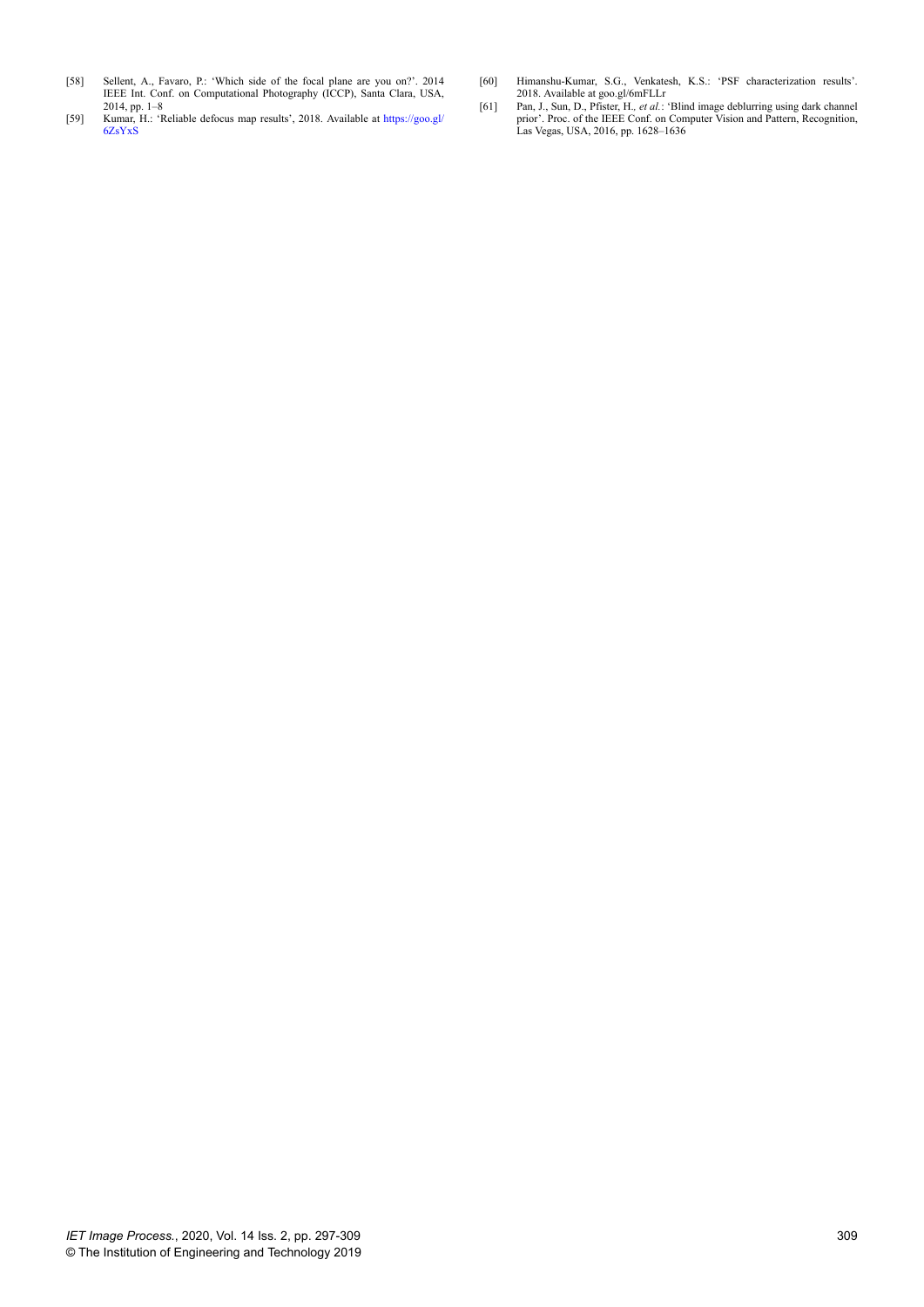[58] Sellent, A., Favaro, P.: 'Which side of the focal plane are you on?'. 2014 IEEE Int. Conf. on Computational Photography (ICCP), Santa Clara, USA, 2014, pp. 1–8

[59] Kumar, H.: 'Reliable defocus map results', 2018. Available at https://goo.gl/6ZsYxS

[60] Himanshu-Kumar, S.G., Venkatesh, K.S.: 'PSF characterization results'. 2018. Available at goo.gl/6mFLLr

[61] Pan, J., Sun, D., Pfister, H., *et al.*: 'Blind image deblurring using dark channel prior'. Proc. of the IEEE Conf. on Computer Vision and Pattern, Recognition, Las Vegas, USA, 2016, pp. 1628–1636